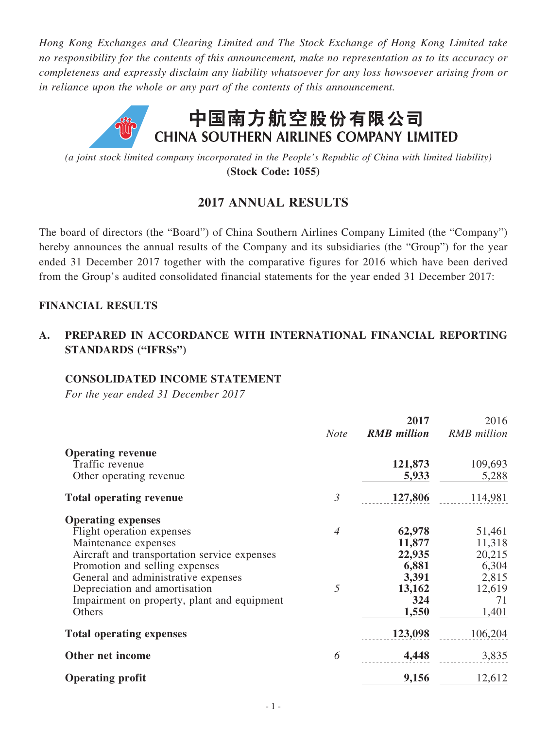*Hong Kong Exchanges and Clearing Limited and The Stock Exchange of Hong Kong Limited take no responsibility for the contents of this announcement, make no representation as to its accuracy or completeness and expressly disclaim any liability whatsoever for any loss howsoever arising from or in reliance upon the whole or any part of the contents of this announcement.*

# 中国南方航空股份有限公司
# CHINA SOUTHERN AIRLINES COMPANY LIMITED

*(a joint stock limited company incorporated in the People's Republic of China with limited liability)*
**(Stock Code: 1055)**

## 2017 ANNUAL RESULTS

The board of directors (the "Board") of China Southern Airlines Company Limited (the "Company") hereby announces the annual results of the Company and its subsidiaries (the "Group") for the year ended 31 December 2017 together with the comparative figures for 2016 which have been derived from the Group's audited consolidated financial statements for the year ended 31 December 2017:

**FINANCIAL RESULTS**

### A. PREPARED IN ACCORDANCE WITH INTERNATIONAL FINANCIAL REPORTING STANDARDS ("IFRSs")

**CONSOLIDATED INCOME STATEMENT**
*For the year ended 31 December 2017*

| | *Note* | **2017** ***RMB million*** | 2016 *RMB million* |
|---|---|---|---|
| **Operating revenue** | | | |
| Traffic revenue | | **121,873** | 109,693 |
| Other operating revenue | | **5,933** | 5,288 |
| **Total operating revenue** | *3* | **127,806** | 114,981 |
| **Operating expenses** | | | |
| Flight operation expenses | *4* | **62,978** | 51,461 |
| Maintenance expenses | | **11,877** | 11,318 |
| Aircraft and transportation service expenses | | **22,935** | 20,215 |
| Promotion and selling expenses | | **6,881** | 6,304 |
| General and administrative expenses | | **3,391** | 2,815 |
| Depreciation and amortisation | *5* | **13,162** | 12,619 |
| Impairment on property, plant and equipment | | **324** | 71 |
| Others | | **1,550** | 1,401 |
| **Total operating expenses** | | **123,098** | 106,204 |
| **Other net income** | *6* | **4,448** | 3,835 |
| **Operating profit** | | **9,156** | 12,612 |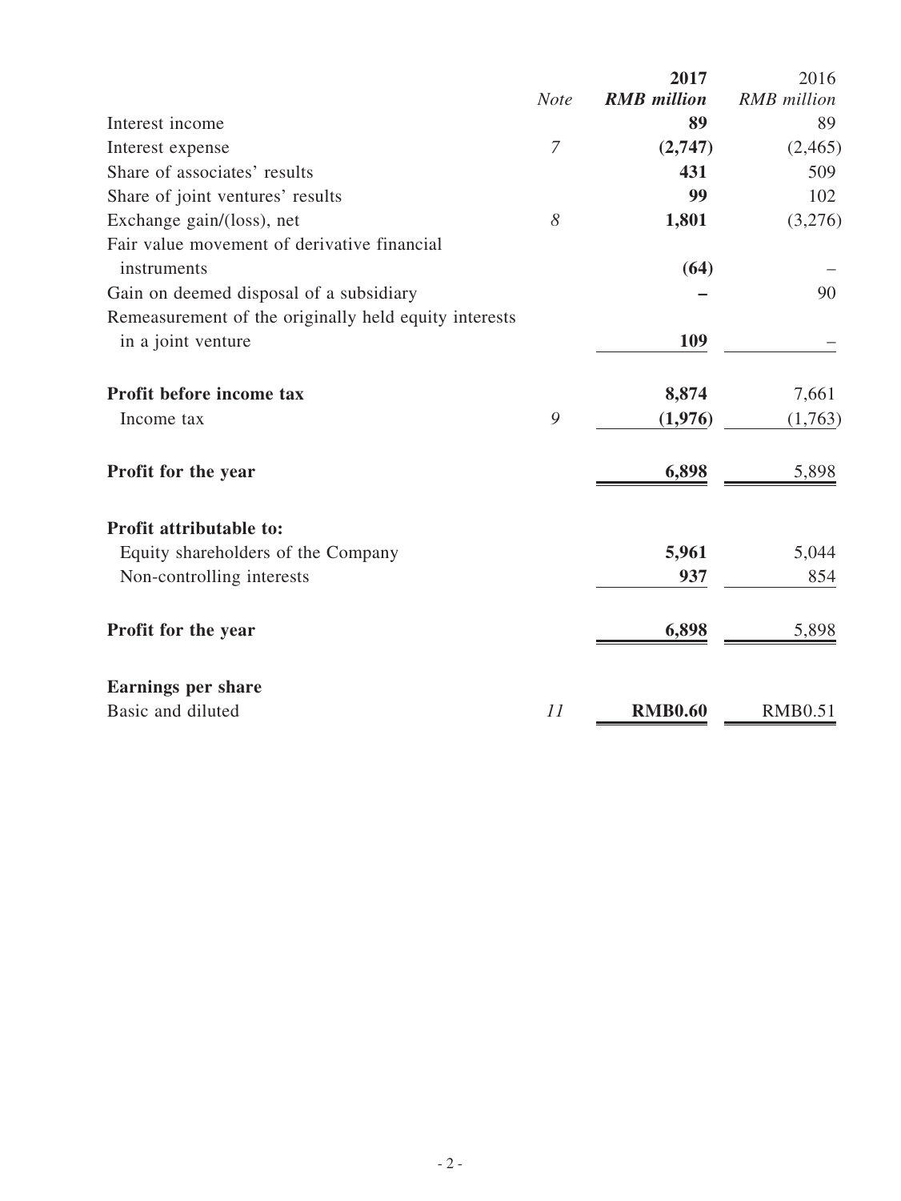| | Note | 2017<br>RMB million | 2016<br>RMB million |
|---|---|---|---|
| Interest income | | **89** | 89 |
| Interest expense | 7 | **(2,747)** | (2,465) |
| Share of associates' results | | **431** | 509 |
| Share of joint ventures' results | | **99** | 102 |
| Exchange gain/(loss), net | 8 | **1,801** | (3,276) |
| Fair value movement of derivative financial instruments | | **(64)** | – |
| Gain on deemed disposal of a subsidiary | | **–** | 90 |
| Remeasurement of the originally held equity interests in a joint venture | | **109** | – |
| **Profit before income tax** | | **8,874** | 7,661 |
| Income tax | 9 | **(1,976)** | (1,763) |
| **Profit for the year** | | **6,898** | 5,898 |
| **Profit attributable to:** | | | |
| Equity shareholders of the Company | | **5,961** | 5,044 |
| Non-controlling interests | | **937** | 854 |
| **Profit for the year** | | **6,898** | 5,898 |
| **Earnings per share** | | | |
| Basic and diluted | 11 | **RMB0.60** | RMB0.51 |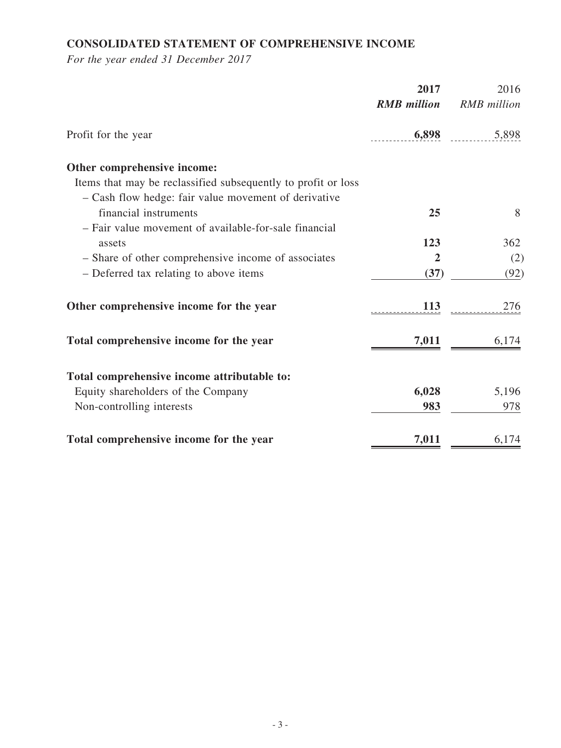## CONSOLIDATED STATEMENT OF COMPREHENSIVE INCOME

*For the year ended 31 December 2017*

| | **2017** | 2016 |
|---|---|---|
| | ***RMB million*** | *RMB million* |
| Profit for the year | **6,898** | 5,898 |
| **Other comprehensive income:** | | |
| Items that may be reclassified subsequently to profit or loss | | |
| – Cash flow hedge: fair value movement of derivative financial instruments | **25** | 8 |
| – Fair value movement of available-for-sale financial assets | **123** | 362 |
| – Share of other comprehensive income of associates | **2** | (2) |
| – Deferred tax relating to above items | **(37)** | (92) |
| **Other comprehensive income for the year** | **113** | 276 |
| **Total comprehensive income for the year** | **7,011** | 6,174 |
| **Total comprehensive income attributable to:** | | |
| Equity shareholders of the Company | **6,028** | 5,196 |
| Non-controlling interests | **983** | 978 |
| **Total comprehensive income for the year** | **7,011** | 6,174 |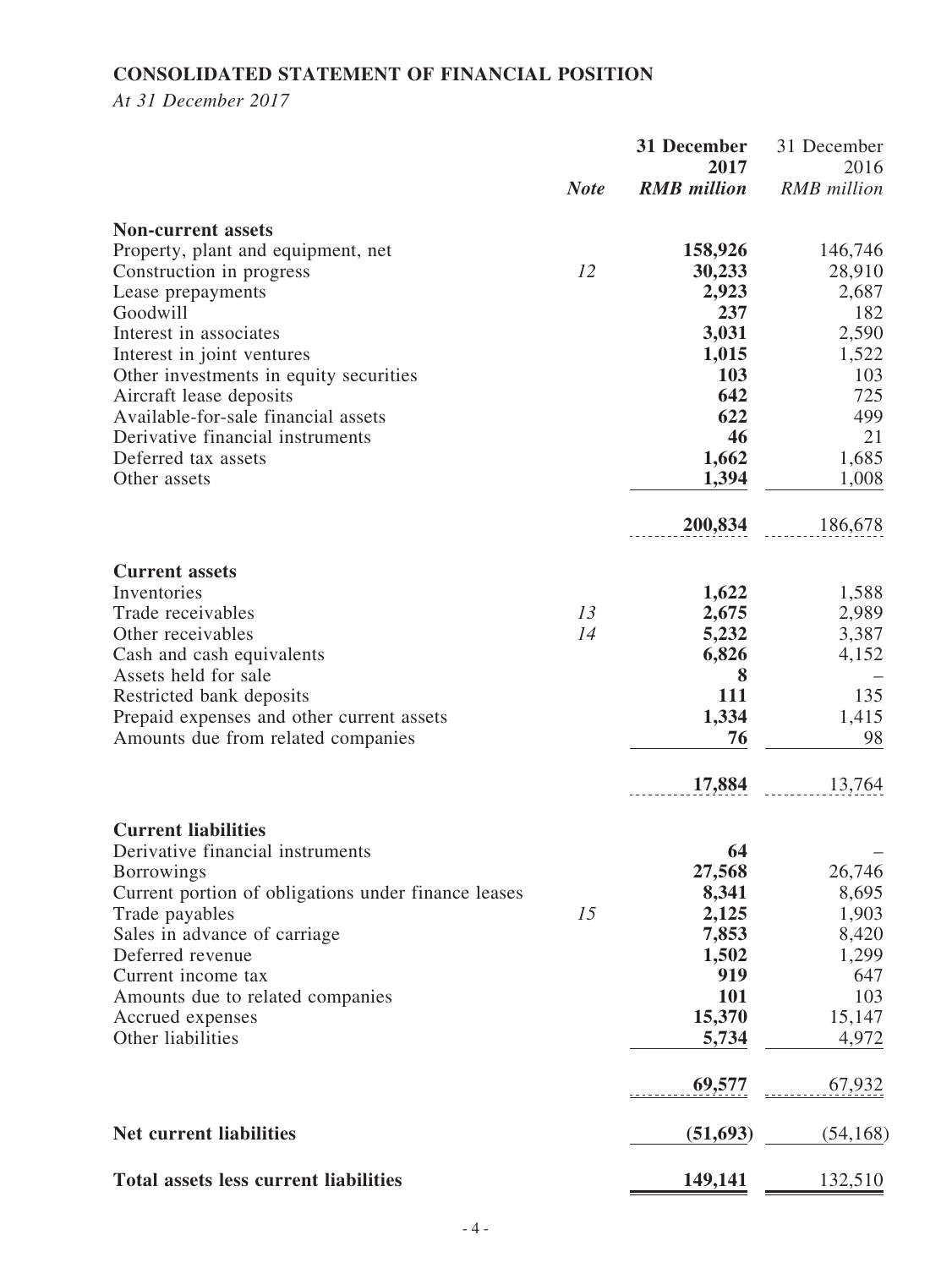## CONSOLIDATED STATEMENT OF FINANCIAL POSITION

*At 31 December 2017*

| | Note | 31 December 2017 RMB million | 31 December 2016 RMB million |
|---|---|---|---|
| **Non-current assets** | | | |
| Property, plant and equipment, net | | **158,926** | 146,746 |
| Construction in progress | 12 | **30,233** | 28,910 |
| Lease prepayments | | **2,923** | 2,687 |
| Goodwill | | **237** | 182 |
| Interest in associates | | **3,031** | 2,590 |
| Interest in joint ventures | | **1,015** | 1,522 |
| Other investments in equity securities | | **103** | 103 |
| Aircraft lease deposits | | **642** | 725 |
| Available-for-sale financial assets | | **622** | 499 |
| Derivative financial instruments | | **46** | 21 |
| Deferred tax assets | | **1,662** | 1,685 |
| Other assets | | **1,394** | 1,008 |
| | | **200,834** | 186,678 |
| **Current assets** | | | |
| Inventories | | **1,622** | 1,588 |
| Trade receivables | 13 | **2,675** | 2,989 |
| Other receivables | 14 | **5,232** | 3,387 |
| Cash and cash equivalents | | **6,826** | 4,152 |
| Assets held for sale | | **8** | – |
| Restricted bank deposits | | **111** | 135 |
| Prepaid expenses and other current assets | | **1,334** | 1,415 |
| Amounts due from related companies | | **76** | 98 |
| | | **17,884** | 13,764 |
| **Current liabilities** | | | |
| Derivative financial instruments | | **64** | – |
| Borrowings | | **27,568** | 26,746 |
| Current portion of obligations under finance leases | | **8,341** | 8,695 |
| Trade payables | 15 | **2,125** | 1,903 |
| Sales in advance of carriage | | **7,853** | 8,420 |
| Deferred revenue | | **1,502** | 1,299 |
| Current income tax | | **919** | 647 |
| Amounts due to related companies | | **101** | 103 |
| Accrued expenses | | **15,370** | 15,147 |
| Other liabilities | | **5,734** | 4,972 |
| | | **69,577** | 67,932 |
| **Net current liabilities** | | **(51,693)** | (54,168) |
| **Total assets less current liabilities** | | **149,141** | 132,510 |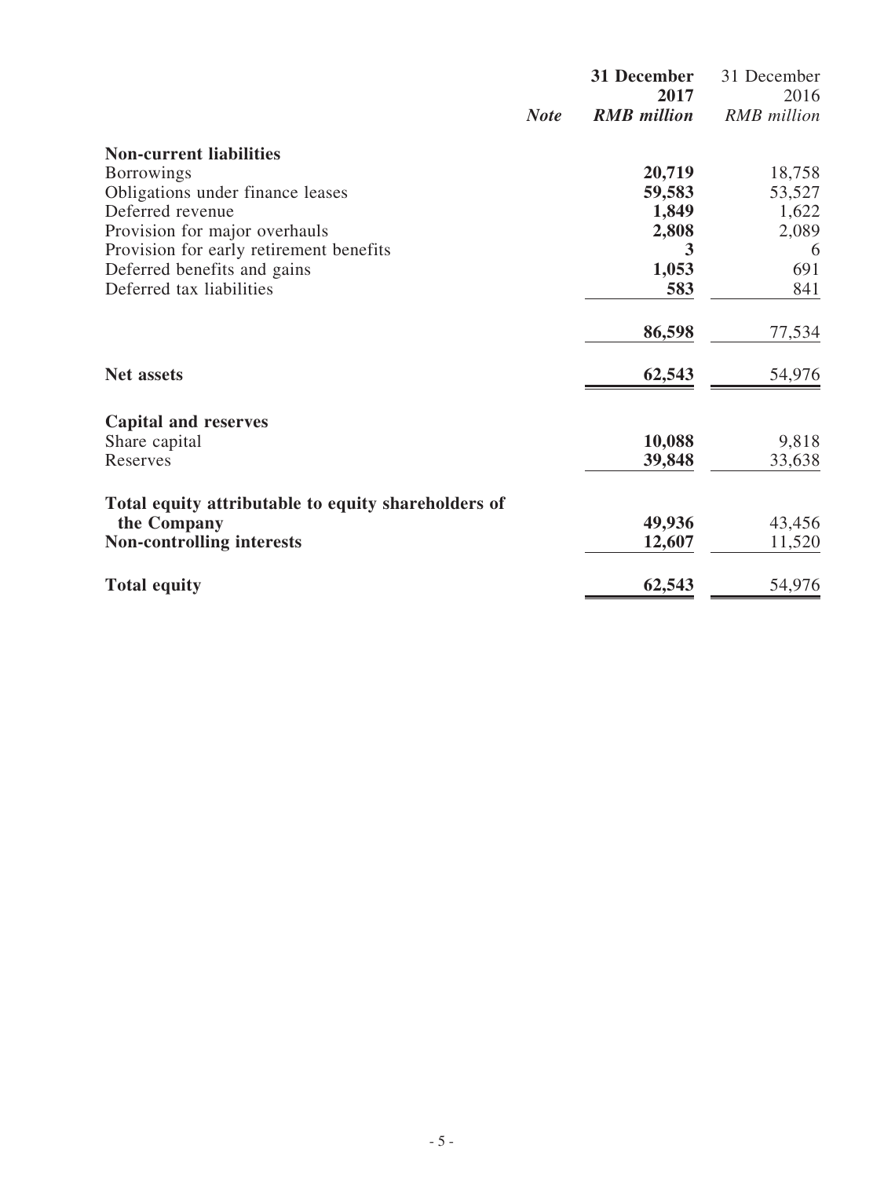| | *Note* | **31 December 2017** ***RMB million*** | 31 December 2016 *RMB million* |
|---|---|---|---|
| **Non-current liabilities** | | | |
| Borrowings | | **20,719** | 18,758 |
| Obligations under finance leases | | **59,583** | 53,527 |
| Deferred revenue | | **1,849** | 1,622 |
| Provision for major overhauls | | **2,808** | 2,089 |
| Provision for early retirement benefits | | **3** | 6 |
| Deferred benefits and gains | | **1,053** | 691 |
| Deferred tax liabilities | | **583** | 841 |
| | | **86,598** | 77,534 |
| **Net assets** | | **62,543** | 54,976 |
| **Capital and reserves** | | | |
| Share capital | | **10,088** | 9,818 |
| Reserves | | **39,848** | 33,638 |
| **Total equity attributable to equity shareholders of the Company** | | **49,936** | 43,456 |
| **Non-controlling interests** | | **12,607** | 11,520 |
| **Total equity** | | **62,543** | 54,976 |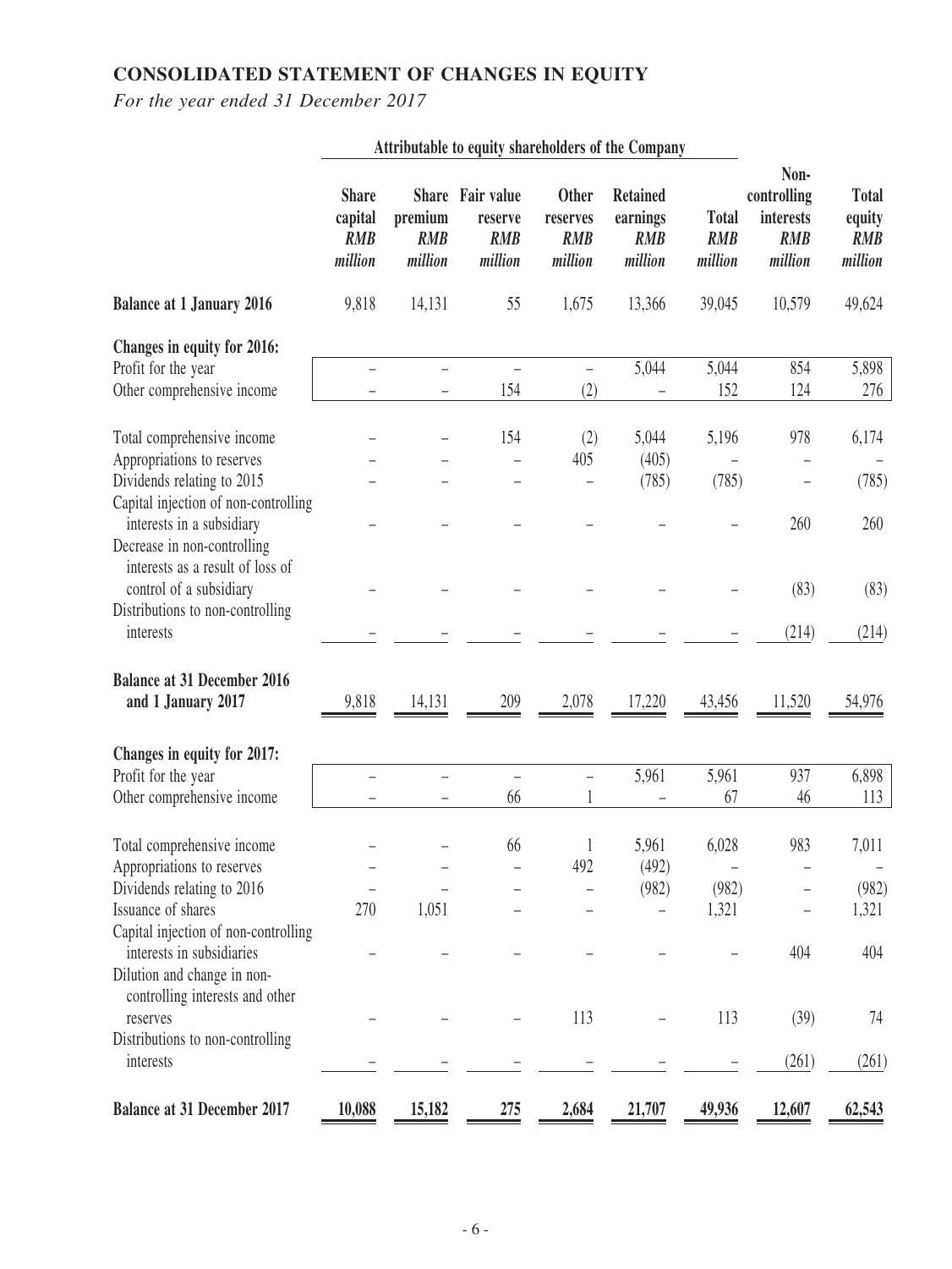# CONSOLIDATED STATEMENT OF CHANGES IN EQUITY

*For the year ended 31 December 2017*

| | Attributable to equity shareholders of the Company | | | | | | | |
|---|---|---|---|---|---|---|---|---|
| | **Share capital** *RMB million* | **Share premium** *RMB million* | **Fair value reserve** *RMB million* | **Other reserves** *RMB million* | **Retained earnings** *RMB million* | **Total** *RMB million* | **Non-controlling interests** *RMB million* | **Total equity** *RMB million* |
| **Balance at 1 January 2016** | 9,818 | 14,131 | 55 | 1,675 | 13,366 | 39,045 | 10,579 | 49,624 |
| **Changes in equity for 2016:** | | | | | | | | |
| Profit for the year | – | – | – | – | 5,044 | 5,044 | 854 | 5,898 |
| Other comprehensive income | – | – | 154 | (2) | – | 152 | 124 | 276 |
| Total comprehensive income | – | – | 154 | (2) | 5,044 | 5,196 | 978 | 6,174 |
| Appropriations to reserves | – | – | – | 405 | (405) | – | – | – |
| Dividends relating to 2015 | – | – | – | – | (785) | (785) | – | (785) |
| Capital injection of non-controlling interests in a subsidiary | – | – | – | – | – | – | 260 | 260 |
| Decrease in non-controlling interests as a result of loss of control of a subsidiary | – | – | – | – | – | – | (83) | (83) |
| Distributions to non-controlling interests | – | – | – | – | – | – | (214) | (214) |
| **Balance at 31 December 2016 and 1 January 2017** | 9,818 | 14,131 | 209 | 2,078 | 17,220 | 43,456 | 11,520 | 54,976 |
| **Changes in equity for 2017:** | | | | | | | | |
| Profit for the year | – | – | – | – | 5,961 | 5,961 | 937 | 6,898 |
| Other comprehensive income | – | – | 66 | 1 | – | 67 | 46 | 113 |
| Total comprehensive income | – | – | 66 | 1 | 5,961 | 6,028 | 983 | 7,011 |
| Appropriations to reserves | – | – | – | 492 | (492) | – | – | – |
| Dividends relating to 2016 | – | – | – | – | (982) | (982) | – | (982) |
| Issuance of shares | 270 | 1,051 | – | – | – | 1,321 | – | 1,321 |
| Capital injection of non-controlling interests in subsidiaries | – | – | – | – | – | – | 404 | 404 |
| Dilution and change in non-controlling interests and other reserves | – | – | – | 113 | – | 113 | (39) | 74 |
| Distributions to non-controlling interests | – | – | – | – | – | – | (261) | (261) |
| **Balance at 31 December 2017** | **10,088** | **15,182** | **275** | **2,684** | **21,707** | **49,936** | **12,607** | **62,543** |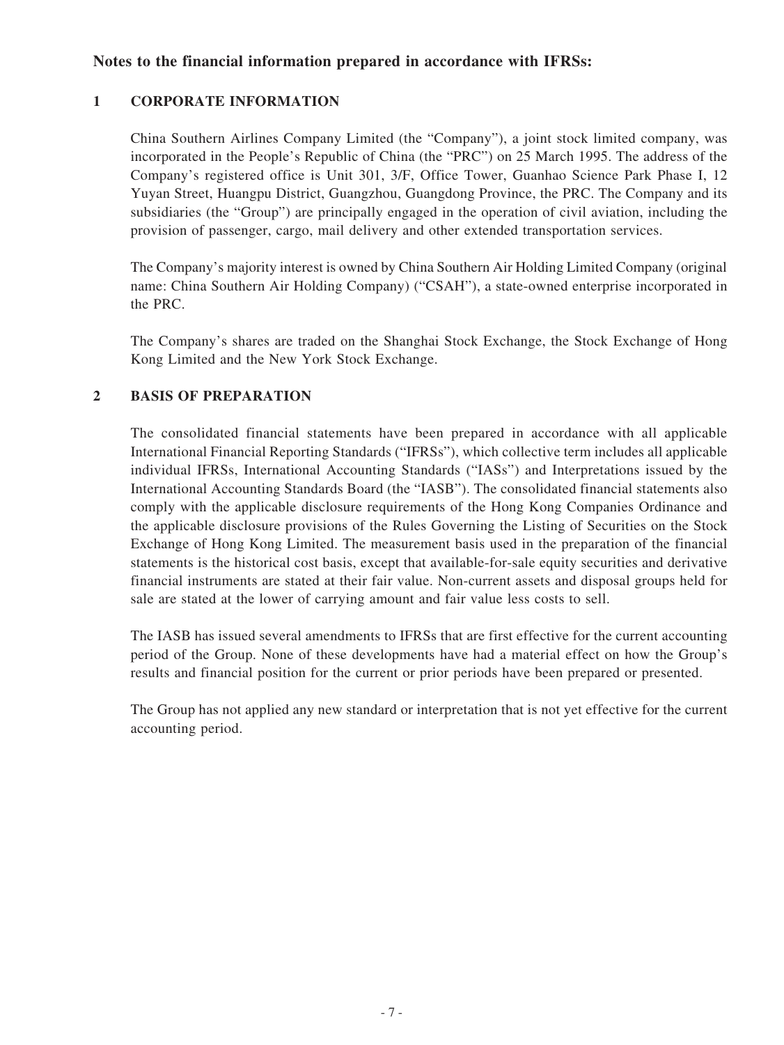**Notes to the financial information prepared in accordance with IFRSs:**

## 1 CORPORATE INFORMATION

China Southern Airlines Company Limited (the "Company"), a joint stock limited company, was incorporated in the People's Republic of China (the "PRC") on 25 March 1995. The address of the Company's registered office is Unit 301, 3/F, Office Tower, Guanhao Science Park Phase I, 12 Yuyan Street, Huangpu District, Guangzhou, Guangdong Province, the PRC. The Company and its subsidiaries (the "Group") are principally engaged in the operation of civil aviation, including the provision of passenger, cargo, mail delivery and other extended transportation services.

The Company's majority interest is owned by China Southern Air Holding Limited Company (original name: China Southern Air Holding Company) ("CSAH"), a state-owned enterprise incorporated in the PRC.

The Company's shares are traded on the Shanghai Stock Exchange, the Stock Exchange of Hong Kong Limited and the New York Stock Exchange.

## 2 BASIS OF PREPARATION

The consolidated financial statements have been prepared in accordance with all applicable International Financial Reporting Standards ("IFRSs"), which collective term includes all applicable individual IFRSs, International Accounting Standards ("IASs") and Interpretations issued by the International Accounting Standards Board (the "IASB"). The consolidated financial statements also comply with the applicable disclosure requirements of the Hong Kong Companies Ordinance and the applicable disclosure provisions of the Rules Governing the Listing of Securities on the Stock Exchange of Hong Kong Limited. The measurement basis used in the preparation of the financial statements is the historical cost basis, except that available-for-sale equity securities and derivative financial instruments are stated at their fair value. Non-current assets and disposal groups held for sale are stated at the lower of carrying amount and fair value less costs to sell.

The IASB has issued several amendments to IFRSs that are first effective for the current accounting period of the Group. None of these developments have had a material effect on how the Group's results and financial position for the current or prior periods have been prepared or presented.

The Group has not applied any new standard or interpretation that is not yet effective for the current accounting period.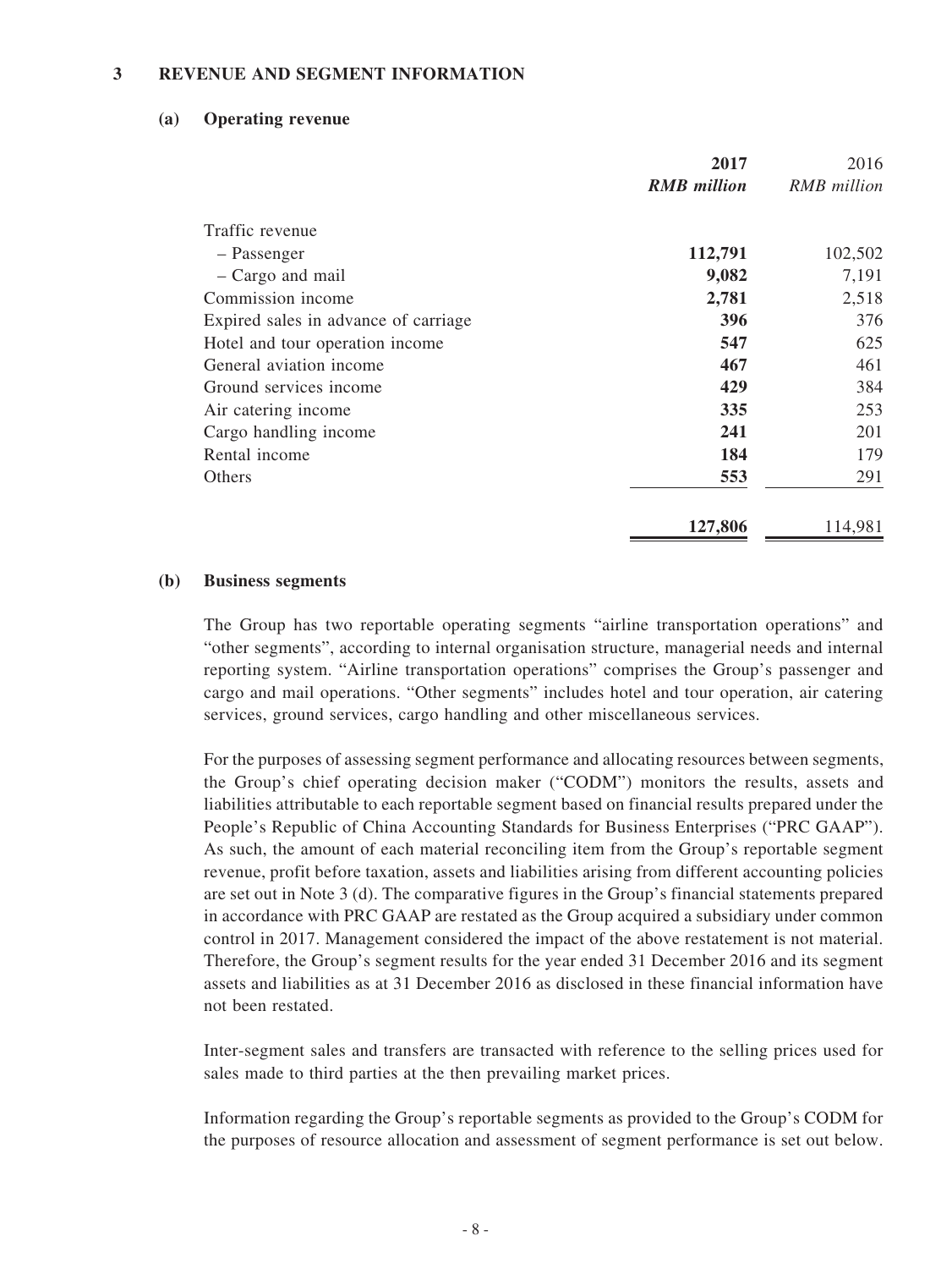### 3 REVENUE AND SEGMENT INFORMATION

#### (a) Operating revenue

| | **2017** | 2016 |
|---|---|---|
| | ***RMB million*** | *RMB million* |
| Traffic revenue | | |
| – Passenger | **112,791** | 102,502 |
| – Cargo and mail | **9,082** | 7,191 |
| Commission income | **2,781** | 2,518 |
| Expired sales in advance of carriage | **396** | 376 |
| Hotel and tour operation income | **547** | 625 |
| General aviation income | **467** | 461 |
| Ground services income | **429** | 384 |
| Air catering income | **335** | 253 |
| Cargo handling income | **241** | 201 |
| Rental income | **184** | 179 |
| Others | **553** | 291 |
| | **127,806** | 114,981 |

#### (b) Business segments

The Group has two reportable operating segments "airline transportation operations" and "other segments", according to internal organisation structure, managerial needs and internal reporting system. "Airline transportation operations" comprises the Group's passenger and cargo and mail operations. "Other segments" includes hotel and tour operation, air catering services, ground services, cargo handling and other miscellaneous services.

For the purposes of assessing segment performance and allocating resources between segments, the Group's chief operating decision maker ("CODM") monitors the results, assets and liabilities attributable to each reportable segment based on financial results prepared under the People's Republic of China Accounting Standards for Business Enterprises ("PRC GAAP"). As such, the amount of each material reconciling item from the Group's reportable segment revenue, profit before taxation, assets and liabilities arising from different accounting policies are set out in Note 3 (d). The comparative figures in the Group's financial statements prepared in accordance with PRC GAAP are restated as the Group acquired a subsidiary under common control in 2017. Management considered the impact of the above restatement is not material. Therefore, the Group's segment results for the year ended 31 December 2016 and its segment assets and liabilities as at 31 December 2016 as disclosed in these financial information have not been restated.

Inter-segment sales and transfers are transacted with reference to the selling prices used for sales made to third parties at the then prevailing market prices.

Information regarding the Group's reportable segments as provided to the Group's CODM for the purposes of resource allocation and assessment of segment performance is set out below.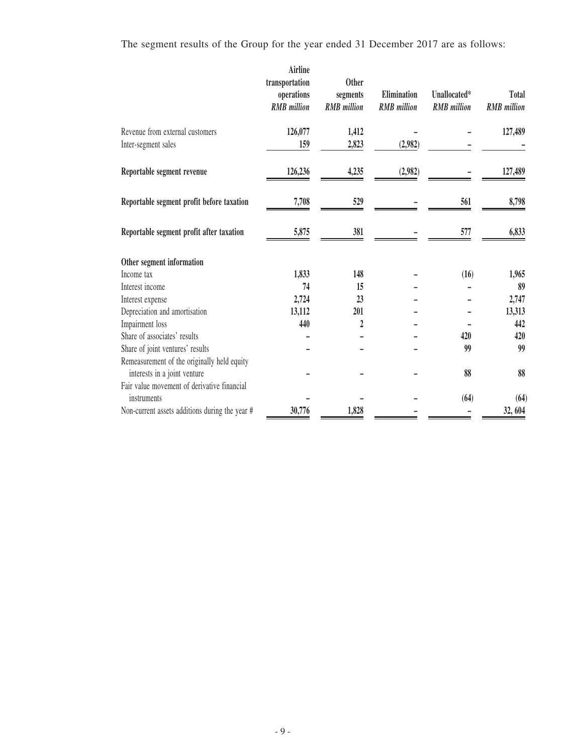The segment results of the Group for the year ended 31 December 2017 are as follows:

| | Airline transportation operations *RMB million* | Other segments *RMB million* | Elimination *RMB million* | Unallocated* *RMB million* | Total *RMB million* |
|---|---|---|---|---|---|
| Revenue from external customers | 126,077 | 1,412 | – | – | 127,489 |
| Inter-segment sales | 159 | 2,823 | (2,982) | – | – |
| **Reportable segment revenue** | 126,236 | 4,235 | (2,982) | – | 127,489 |
| **Reportable segment profit before taxation** | 7,708 | 529 | – | 561 | 8,798 |
| **Reportable segment profit after taxation** | 5,875 | 381 | – | 577 | 6,833 |
| **Other segment information** | | | | | |
| Income tax | 1,833 | 148 | – | (16) | 1,965 |
| Interest income | 74 | 15 | – | – | 89 |
| Interest expense | 2,724 | 23 | – | – | 2,747 |
| Depreciation and amortisation | 13,112 | 201 | – | – | 13,313 |
| Impairment loss | 440 | 2 | – | – | 442 |
| Share of associates' results | – | – | – | 420 | 420 |
| Share of joint ventures' results | – | – | – | 99 | 99 |
| Remeasurement of the originally held equity interests in a joint venture | – | – | – | 88 | 88 |
| Fair value movement of derivative financial instruments | – | – | – | (64) | (64) |
| Non-current assets additions during the year # | 30,776 | 1,828 | – | – | 32, 604 |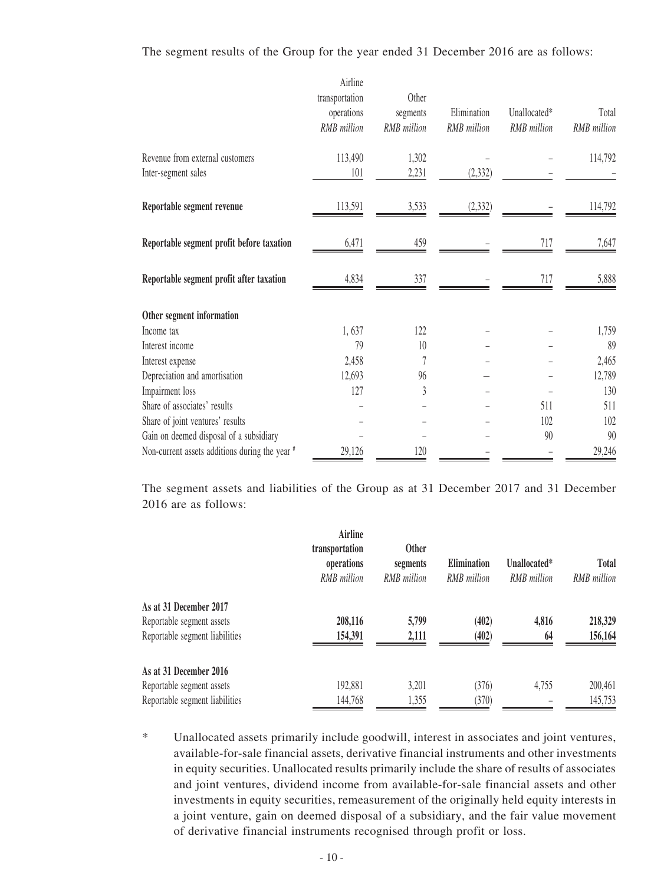The segment results of the Group for the year ended 31 December 2016 are as follows:

| | Airline transportation operations | Other segments | Elimination | Unallocated* | Total |
|---|---|---|---|---|---|
| | *RMB million* | *RMB million* | *RMB million* | *RMB million* | *RMB million* |
| Revenue from external customers | 113,490 | 1,302 | – | – | 114,792 |
| Inter-segment sales | 101 | 2,231 | (2,332) | – | – |
| **Reportable segment revenue** | 113,591 | 3,533 | (2,332) | – | 114,792 |
| **Reportable segment profit before taxation** | 6,471 | 459 | – | 717 | 7,647 |
| **Reportable segment profit after taxation** | 4,834 | 337 | – | 717 | 5,888 |
| **Other segment information** | | | | | |
| Income tax | 1, 637 | 122 | – | – | 1,759 |
| Interest income | 79 | 10 | – | – | 89 |
| Interest expense | 2,458 | 7 | – | – | 2,465 |
| Depreciation and amortisation | 12,693 | 96 | – | – | 12,789 |
| Impairment loss | 127 | 3 | – | – | 130 |
| Share of associates' results | – | – | – | 511 | 511 |
| Share of joint ventures' results | – | – | – | 102 | 102 |
| Gain on deemed disposal of a subsidiary | – | – | – | 90 | 90 |
| Non-current assets additions during the year # | 29,126 | 120 | – | – | 29,246 |

The segment assets and liabilities of the Group as at 31 December 2017 and 31 December 2016 are as follows:

| | **Airline transportation operations** | **Other segments** | **Elimination** | **Unallocated*** | **Total** |
|---|---|---|---|---|---|
| | *RMB million* | *RMB million* | *RMB million* | *RMB million* | *RMB million* |
| **As at 31 December 2017** | | | | | |
| Reportable segment assets | **208,116** | **5,799** | **(402)** | **4,816** | **218,329** |
| Reportable segment liabilities | **154,391** | **2,111** | **(402)** | **64** | **156,164** |
| **As at 31 December 2016** | | | | | |
| Reportable segment assets | 192,881 | 3,201 | (376) | 4,755 | 200,461 |
| Reportable segment liabilities | 144,768 | 1,355 | (370) | – | 145,753 |

\* Unallocated assets primarily include goodwill, interest in associates and joint ventures, available-for-sale financial assets, derivative financial instruments and other investments in equity securities. Unallocated results primarily include the share of results of associates and joint ventures, dividend income from available-for-sale financial assets and other investments in equity securities, remeasurement of the originally held equity interests in a joint venture, gain on deemed disposal of a subsidiary, and the fair value movement of derivative financial instruments recognised through profit or loss.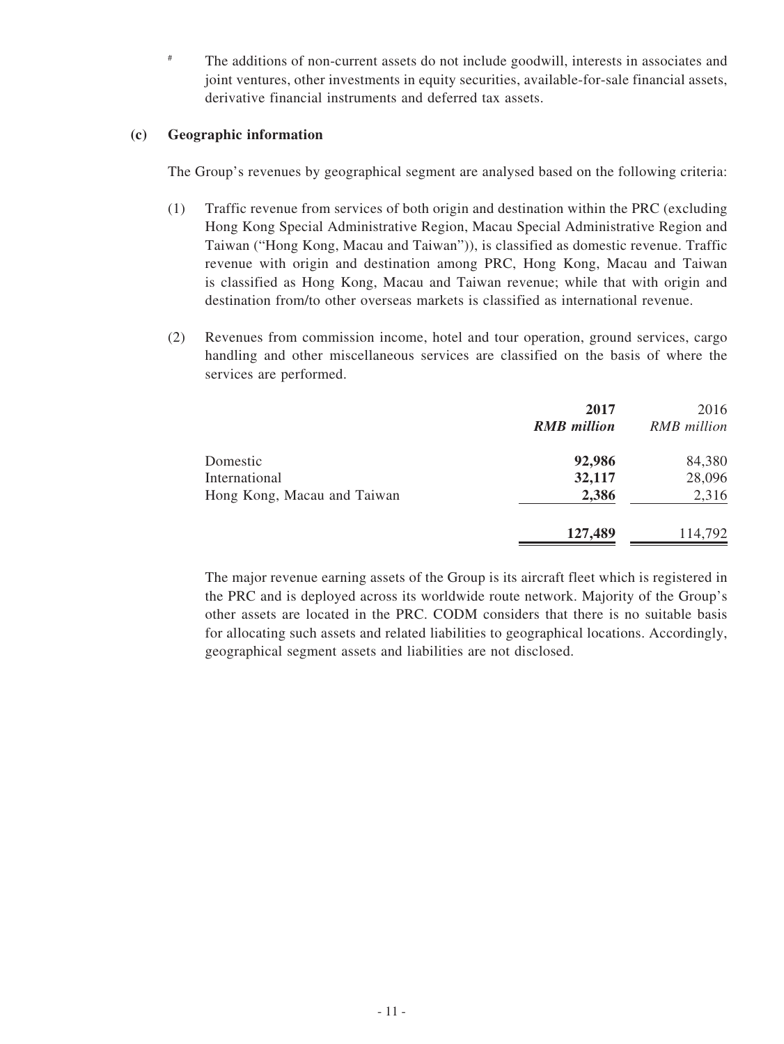# The additions of non-current assets do not include goodwill, interests in associates and joint ventures, other investments in equity securities, available-for-sale financial assets, derivative financial instruments and deferred tax assets.

**(c) Geographic information**

The Group's revenues by geographical segment are analysed based on the following criteria:

(1) Traffic revenue from services of both origin and destination within the PRC (excluding Hong Kong Special Administrative Region, Macau Special Administrative Region and Taiwan ("Hong Kong, Macau and Taiwan")), is classified as domestic revenue. Traffic revenue with origin and destination among PRC, Hong Kong, Macau and Taiwan is classified as Hong Kong, Macau and Taiwan revenue; while that with origin and destination from/to other overseas markets is classified as international revenue.

(2) Revenues from commission income, hotel and tour operation, ground services, cargo handling and other miscellaneous services are classified on the basis of where the services are performed.

| | **2017** | 2016 |
|---|---|---|
| | ***RMB million*** | *RMB million* |
| Domestic | **92,986** | 84,380 |
| International | **32,117** | 28,096 |
| Hong Kong, Macau and Taiwan | **2,386** | 2,316 |
| | **127,489** | 114,792 |

The major revenue earning assets of the Group is its aircraft fleet which is registered in the PRC and is deployed across its worldwide route network. Majority of the Group's other assets are located in the PRC. CODM considers that there is no suitable basis for allocating such assets and related liabilities to geographical locations. Accordingly, geographical segment assets and liabilities are not disclosed.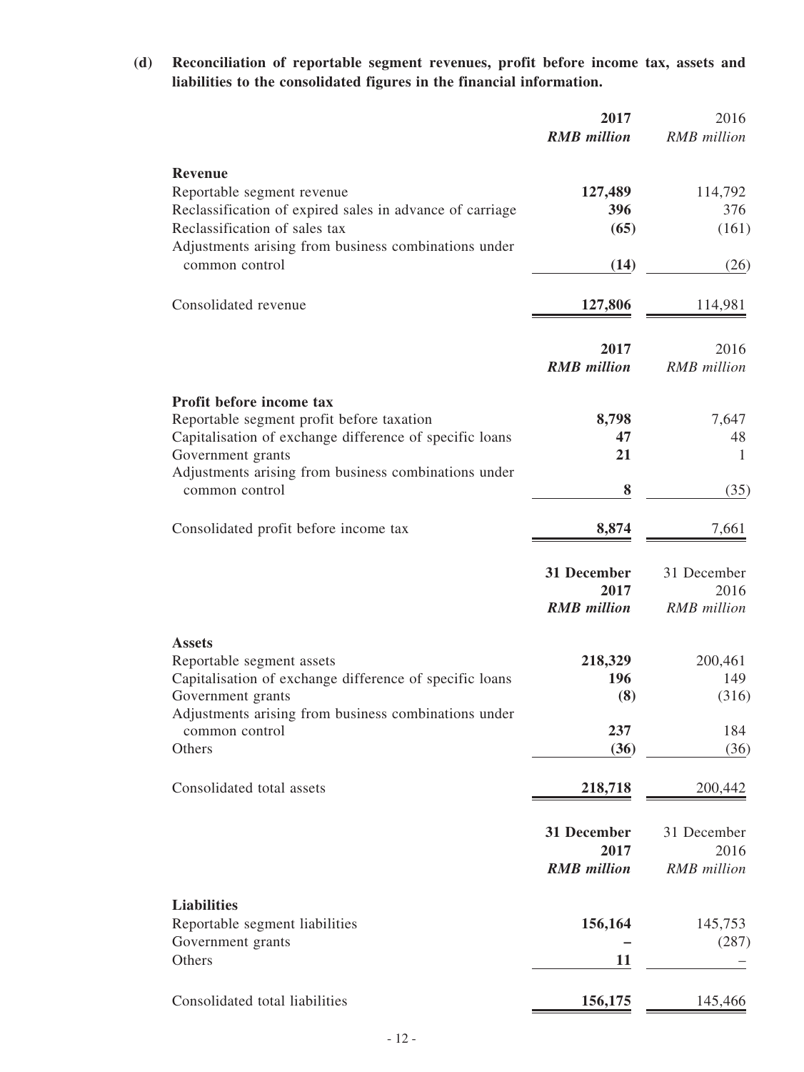**(d) Reconciliation of reportable segment revenues, profit before income tax, assets and liabilities to the consolidated figures in the financial information.**

| | **2017** | 2016 |
|---|---|---|
| | ***RMB million*** | *RMB million* |
| **Revenue** | | |
| Reportable segment revenue | **127,489** | 114,792 |
| Reclassification of expired sales in advance of carriage | **396** | 376 |
| Reclassification of sales tax | **(65)** | (161) |
| Adjustments arising from business combinations under common control | **(14)** | (26) |
| Consolidated revenue | **127,806** | 114,981 |

| | **2017** | 2016 |
|---|---|---|
| | ***RMB million*** | *RMB million* |
| **Profit before income tax** | | |
| Reportable segment profit before taxation | **8,798** | 7,647 |
| Capitalisation of exchange difference of specific loans | **47** | 48 |
| Government grants | **21** | 1 |
| Adjustments arising from business combinations under common control | **8** | (35) |
| Consolidated profit before income tax | **8,874** | 7,661 |

| | **31 December 2017** | 31 December 2016 |
|---|---|---|
| | ***RMB million*** | *RMB million* |
| **Assets** | | |
| Reportable segment assets | **218,329** | 200,461 |
| Capitalisation of exchange difference of specific loans | **196** | 149 |
| Government grants | **(8)** | (316) |
| Adjustments arising from business combinations under common control | **237** | 184 |
| Others | **(36)** | (36) |
| Consolidated total assets | **218,718** | 200,442 |

| | **31 December 2017** | 31 December 2016 |
|---|---|---|
| | ***RMB million*** | *RMB million* |
| **Liabilities** | | |
| Reportable segment liabilities | **156,164** | 145,753 |
| Government grants | **–** | (287) |
| Others | **11** | – |
| Consolidated total liabilities | **156,175** | 145,466 |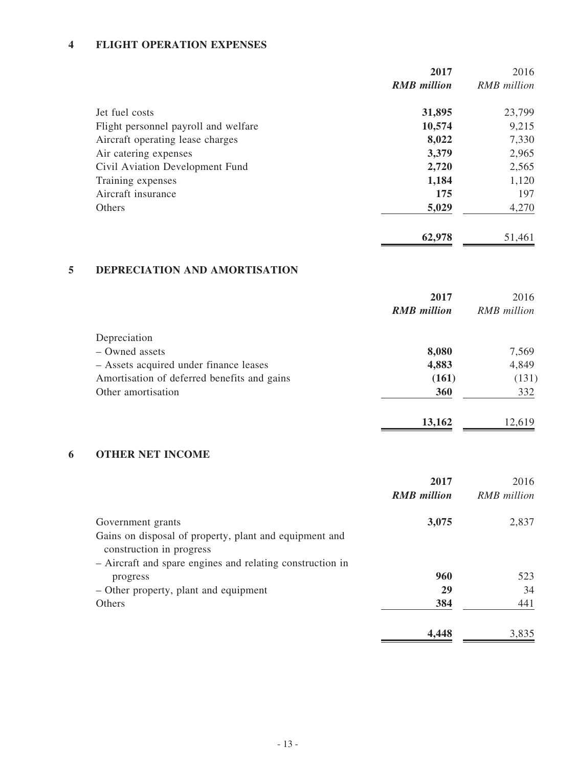## 4 FLIGHT OPERATION EXPENSES

| | **2017** | 2016 |
|---|---|---|
| | ***RMB million*** | *RMB million* |
| Jet fuel costs | **31,895** | 23,799 |
| Flight personnel payroll and welfare | **10,574** | 9,215 |
| Aircraft operating lease charges | **8,022** | 7,330 |
| Air catering expenses | **3,379** | 2,965 |
| Civil Aviation Development Fund | **2,720** | 2,565 |
| Training expenses | **1,184** | 1,120 |
| Aircraft insurance | **175** | 197 |
| Others | **5,029** | 4,270 |
| | **62,978** | 51,461 |

## 5 DEPRECIATION AND AMORTISATION

| | **2017** | 2016 |
|---|---|---|
| | ***RMB million*** | *RMB million* |
| Depreciation | | |
| – Owned assets | **8,080** | 7,569 |
| – Assets acquired under finance leases | **4,883** | 4,849 |
| Amortisation of deferred benefits and gains | **(161)** | (131) |
| Other amortisation | **360** | 332 |
| | **13,162** | 12,619 |

## 6 OTHER NET INCOME

| | **2017** | 2016 |
|---|---|---|
| | ***RMB million*** | *RMB million* |
| Government grants | **3,075** | 2,837 |
| Gains on disposal of property, plant and equipment and construction in progress | | |
| – Aircraft and spare engines and relating construction in progress | **960** | 523 |
| – Other property, plant and equipment | **29** | 34 |
| Others | **384** | 441 |
| | **4,448** | 3,835 |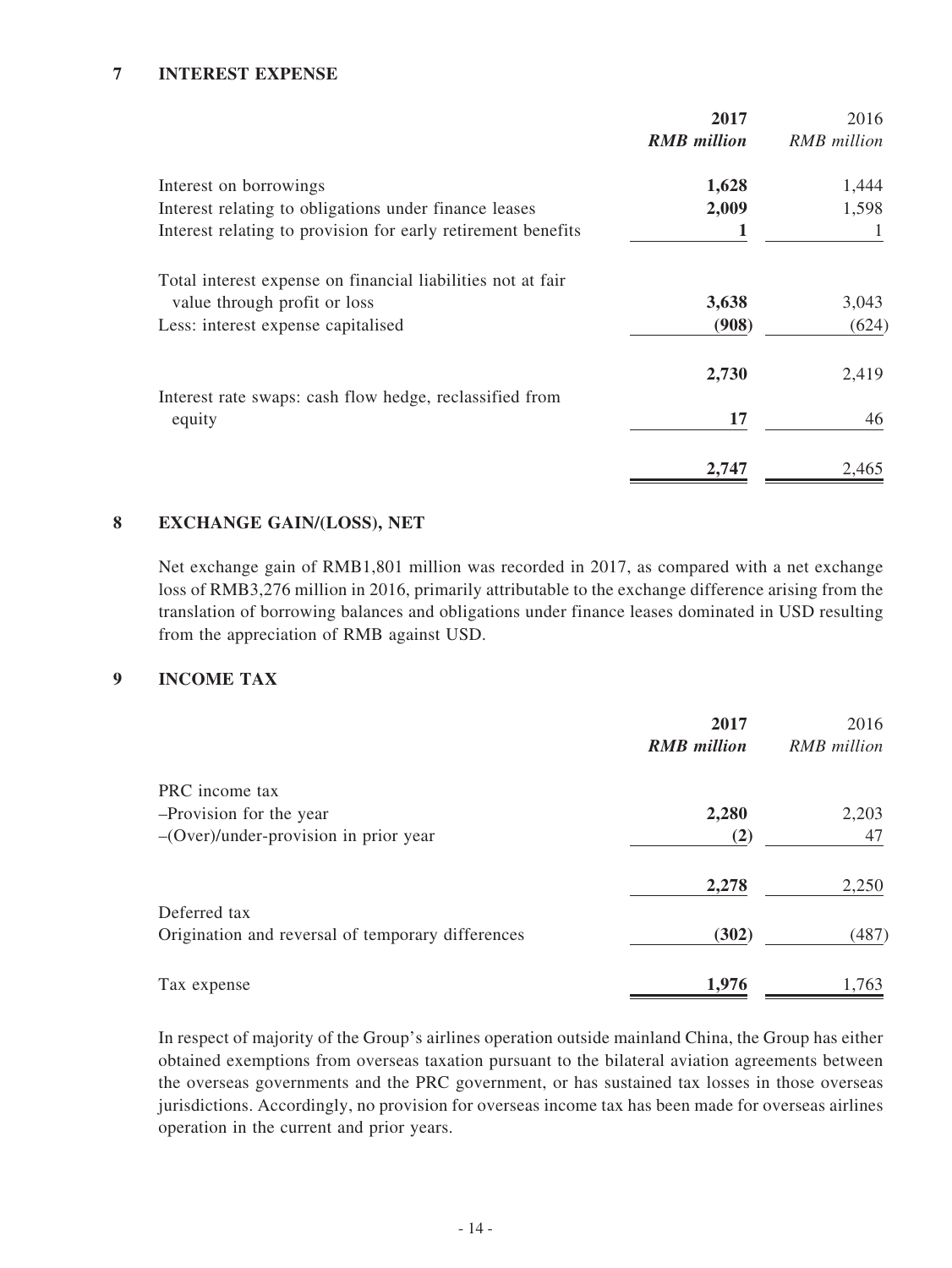## 7 INTEREST EXPENSE

| | 2017 | 2016 |
|---|---|---|
| | *RMB million* | *RMB million* |
| Interest on borrowings | **1,628** | 1,444 |
| Interest relating to obligations under finance leases | **2,009** | 1,598 |
| Interest relating to provision for early retirement benefits | **1** | 1 |
| Total interest expense on financial liabilities not at fair value through profit or loss | **3,638** | 3,043 |
| Less: interest expense capitalised | **(908)** | (624) |
| | **2,730** | 2,419 |
| Interest rate swaps: cash flow hedge, reclassified from equity | **17** | 46 |
| | **2,747** | 2,465 |

## 8 EXCHANGE GAIN/(LOSS), NET

Net exchange gain of RMB1,801 million was recorded in 2017, as compared with a net exchange loss of RMB3,276 million in 2016, primarily attributable to the exchange difference arising from the translation of borrowing balances and obligations under finance leases dominated in USD resulting from the appreciation of RMB against USD.

## 9 INCOME TAX

| | 2017 | 2016 |
|---|---|---|
| | *RMB million* | *RMB million* |
| PRC income tax | | |
| –Provision for the year | **2,280** | 2,203 |
| –(Over)/under-provision in prior year | **(2)** | 47 |
| | **2,278** | 2,250 |
| Deferred tax | | |
| Origination and reversal of temporary differences | **(302)** | (487) |
| Tax expense | **1,976** | 1,763 |

In respect of majority of the Group's airlines operation outside mainland China, the Group has either obtained exemptions from overseas taxation pursuant to the bilateral aviation agreements between the overseas governments and the PRC government, or has sustained tax losses in those overseas jurisdictions. Accordingly, no provision for overseas income tax has been made for overseas airlines operation in the current and prior years.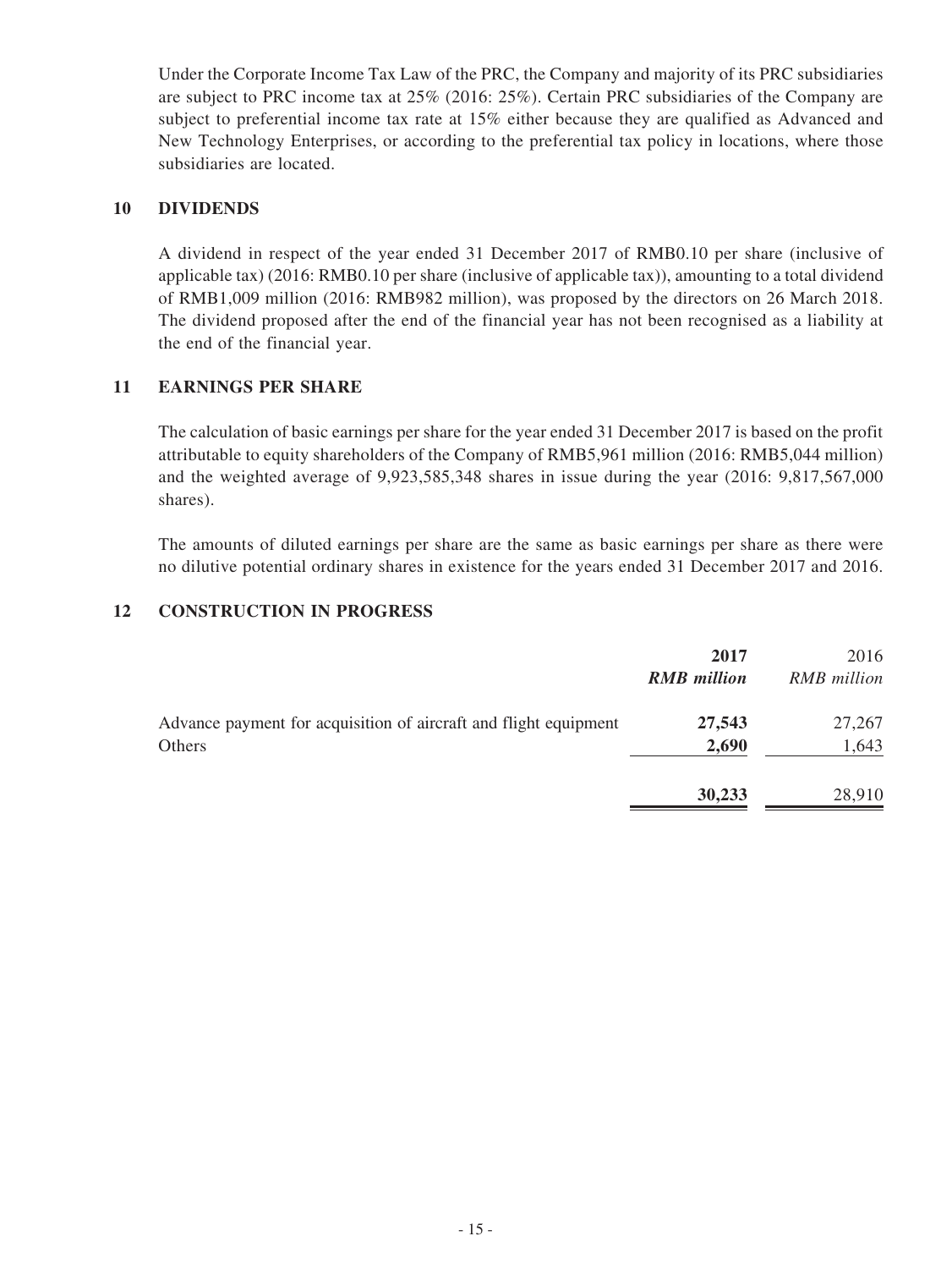Under the Corporate Income Tax Law of the PRC, the Company and majority of its PRC subsidiaries are subject to PRC income tax at 25% (2016: 25%). Certain PRC subsidiaries of the Company are subject to preferential income tax rate at 15% either because they are qualified as Advanced and New Technology Enterprises, or according to the preferential tax policy in locations, where those subsidiaries are located.

## 10 DIVIDENDS

A dividend in respect of the year ended 31 December 2017 of RMB0.10 per share (inclusive of applicable tax) (2016: RMB0.10 per share (inclusive of applicable tax)), amounting to a total dividend of RMB1,009 million (2016: RMB982 million), was proposed by the directors on 26 March 2018. The dividend proposed after the end of the financial year has not been recognised as a liability at the end of the financial year.

## 11 EARNINGS PER SHARE

The calculation of basic earnings per share for the year ended 31 December 2017 is based on the profit attributable to equity shareholders of the Company of RMB5,961 million (2016: RMB5,044 million) and the weighted average of 9,923,585,348 shares in issue during the year (2016: 9,817,567,000 shares).

The amounts of diluted earnings per share are the same as basic earnings per share as there were no dilutive potential ordinary shares in existence for the years ended 31 December 2017 and 2016.

## 12 CONSTRUCTION IN PROGRESS

| | **2017** | 2016 |
|---|---|---|
| | ***RMB million*** | *RMB million* |
| Advance payment for acquisition of aircraft and flight equipment | **27,543** | 27,267 |
| Others | **2,690** | 1,643 |
| | **30,233** | 28,910 |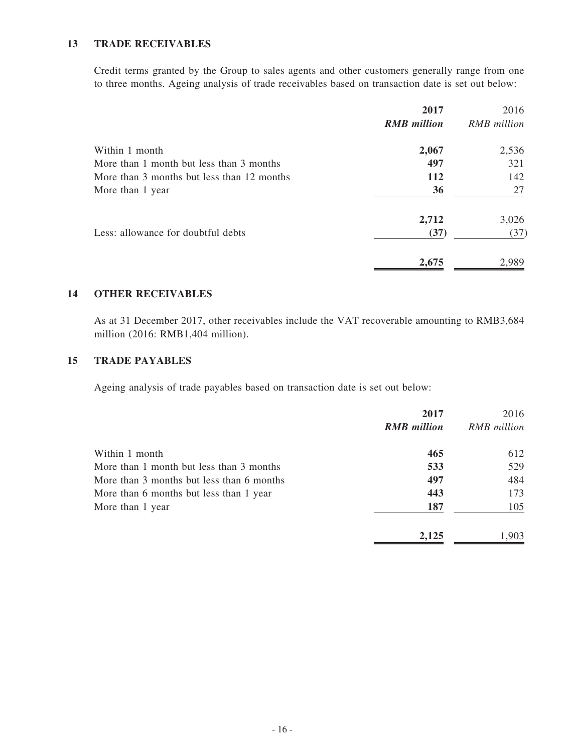## 13 TRADE RECEIVABLES

Credit terms granted by the Group to sales agents and other customers generally range from one to three months. Ageing analysis of trade receivables based on transaction date is set out below:

| | **2017** | 2016 |
|---|---|---|
| | ***RMB million*** | *RMB million* |
| Within 1 month | **2,067** | 2,536 |
| More than 1 month but less than 3 months | **497** | 321 |
| More than 3 months but less than 12 months | **112** | 142 |
| More than 1 year | **36** | 27 |
| | **2,712** | 3,026 |
| Less: allowance for doubtful debts | **(37)** | (37) |
| | **2,675** | 2,989 |

## 14 OTHER RECEIVABLES

As at 31 December 2017, other receivables include the VAT recoverable amounting to RMB3,684 million (2016: RMB1,404 million).

## 15 TRADE PAYABLES

Ageing analysis of trade payables based on transaction date is set out below:

| | **2017** | 2016 |
|---|---|---|
| | ***RMB million*** | *RMB million* |
| Within 1 month | **465** | 612 |
| More than 1 month but less than 3 months | **533** | 529 |
| More than 3 months but less than 6 months | **497** | 484 |
| More than 6 months but less than 1 year | **443** | 173 |
| More than 1 year | **187** | 105 |
| | **2,125** | 1,903 |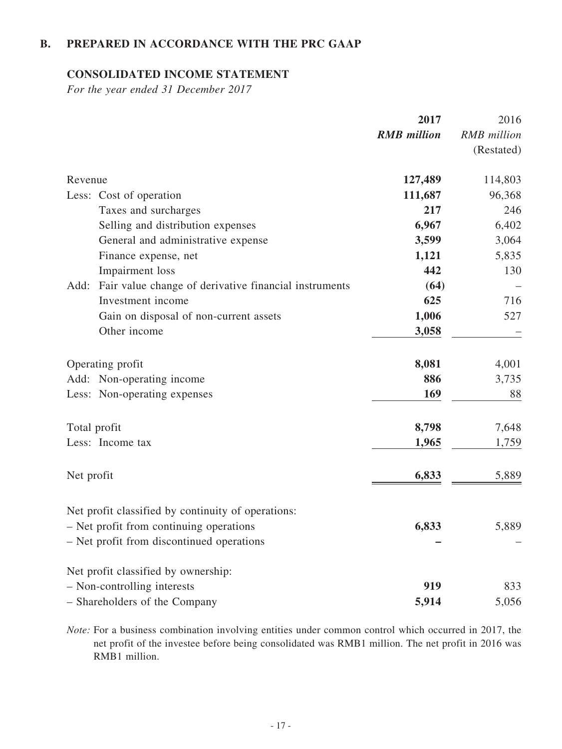## B. PREPARED IN ACCORDANCE WITH THE PRC GAAP

### CONSOLIDATED INCOME STATEMENT

*For the year ended 31 December 2017*

| | **2017** | 2016 |
|---|---|---|
| | ***RMB million*** | *RMB million* (Restated) |
| Revenue | **127,489** | 114,803 |
| Less: Cost of operation | **111,687** | 96,368 |
| Taxes and surcharges | **217** | 246 |
| Selling and distribution expenses | **6,967** | 6,402 |
| General and administrative expense | **3,599** | 3,064 |
| Finance expense, net | **1,121** | 5,835 |
| Impairment loss | **442** | 130 |
| Add: Fair value change of derivative financial instruments | **(64)** | – |
| Investment income | **625** | 716 |
| Gain on disposal of non-current assets | **1,006** | 527 |
| Other income | **3,058** | – |
| Operating profit | **8,081** | 4,001 |
| Add: Non-operating income | **886** | 3,735 |
| Less: Non-operating expenses | **169** | 88 |
| Total profit | **8,798** | 7,648 |
| Less: Income tax | **1,965** | 1,759 |
| Net profit | **6,833** | 5,889 |
| Net profit classified by continuity of operations: | | |
| – Net profit from continuing operations | **6,833** | 5,889 |
| – Net profit from discontinued operations | **–** | – |
| Net profit classified by ownership: | | |
| – Non-controlling interests | **919** | 833 |
| – Shareholders of the Company | **5,914** | 5,056 |

*Note:* For a business combination involving entities under common control which occurred in 2017, the net profit of the investee before being consolidated was RMB1 million. The net profit in 2016 was RMB1 million.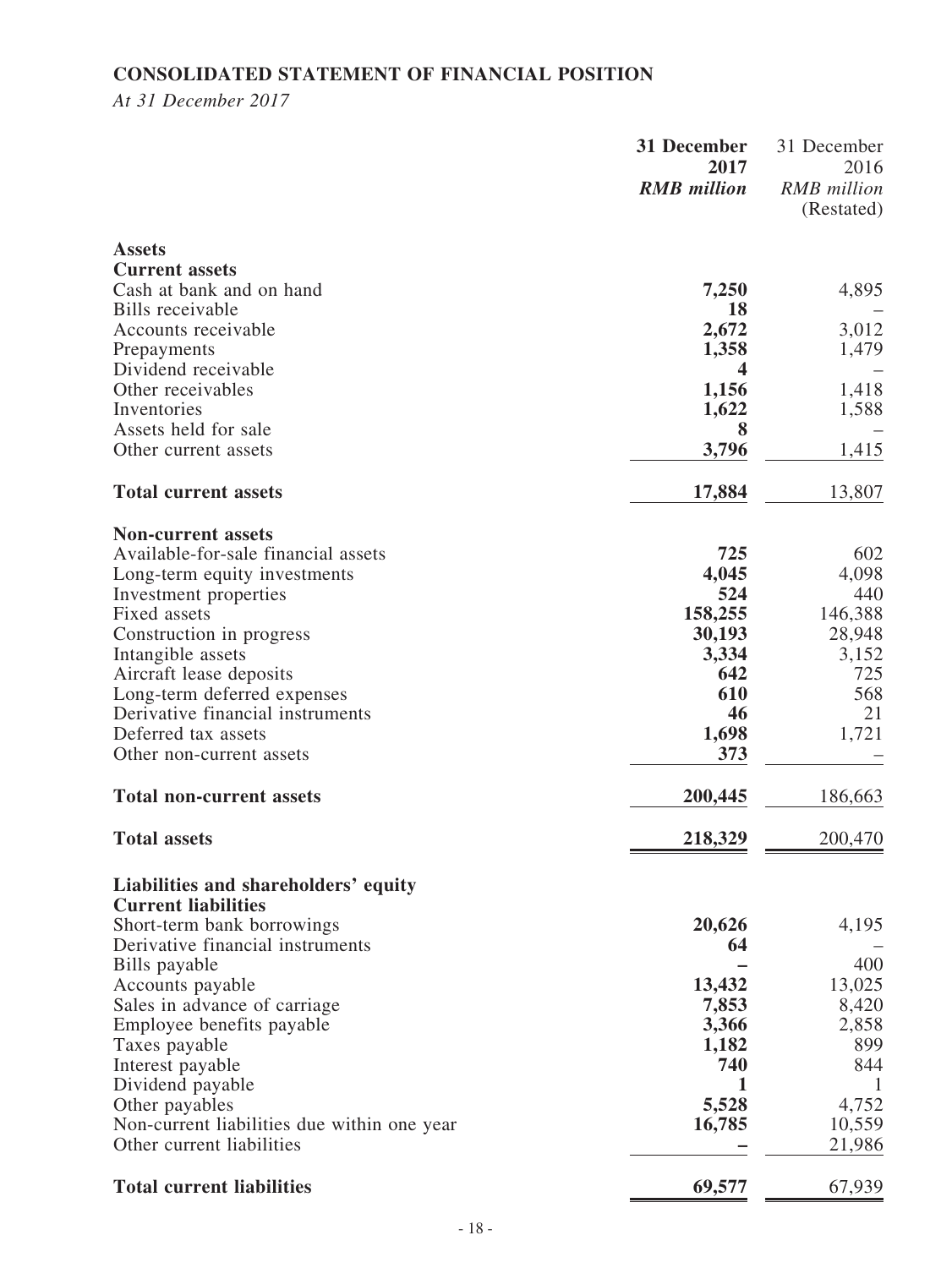## CONSOLIDATED STATEMENT OF FINANCIAL POSITION

*At 31 December 2017*

| | **31 December 2017** ***RMB million*** | 31 December 2016 *RMB million* (Restated) |
|---|---|---|
| **Assets** | | |
| **Current assets** | | |
| Cash at bank and on hand | **7,250** | 4,895 |
| Bills receivable | **18** | – |
| Accounts receivable | **2,672** | 3,012 |
| Prepayments | **1,358** | 1,479 |
| Dividend receivable | **4** | – |
| Other receivables | **1,156** | 1,418 |
| Inventories | **1,622** | 1,588 |
| Assets held for sale | **8** | – |
| Other current assets | **3,796** | 1,415 |
| **Total current assets** | **17,884** | 13,807 |
| **Non-current assets** | | |
| Available-for-sale financial assets | **725** | 602 |
| Long-term equity investments | **4,045** | 4,098 |
| Investment properties | **524** | 440 |
| Fixed assets | **158,255** | 146,388 |
| Construction in progress | **30,193** | 28,948 |
| Intangible assets | **3,334** | 3,152 |
| Aircraft lease deposits | **642** | 725 |
| Long-term deferred expenses | **610** | 568 |
| Derivative financial instruments | **46** | 21 |
| Deferred tax assets | **1,698** | 1,721 |
| Other non-current assets | **373** | – |
| **Total non-current assets** | **200,445** | 186,663 |
| **Total assets** | **218,329** | 200,470 |
| **Liabilities and shareholders' equity** | | |
| **Current liabilities** | | |
| Short-term bank borrowings | **20,626** | 4,195 |
| Derivative financial instruments | **64** | – |
| Bills payable | **–** | 400 |
| Accounts payable | **13,432** | 13,025 |
| Sales in advance of carriage | **7,853** | 8,420 |
| Employee benefits payable | **3,366** | 2,858 |
| Taxes payable | **1,182** | 899 |
| Interest payable | **740** | 844 |
| Dividend payable | **1** | 1 |
| Other payables | **5,528** | 4,752 |
| Non-current liabilities due within one year | **16,785** | 10,559 |
| Other current liabilities | **–** | 21,986 |
| **Total current liabilities** | **69,577** | 67,939 |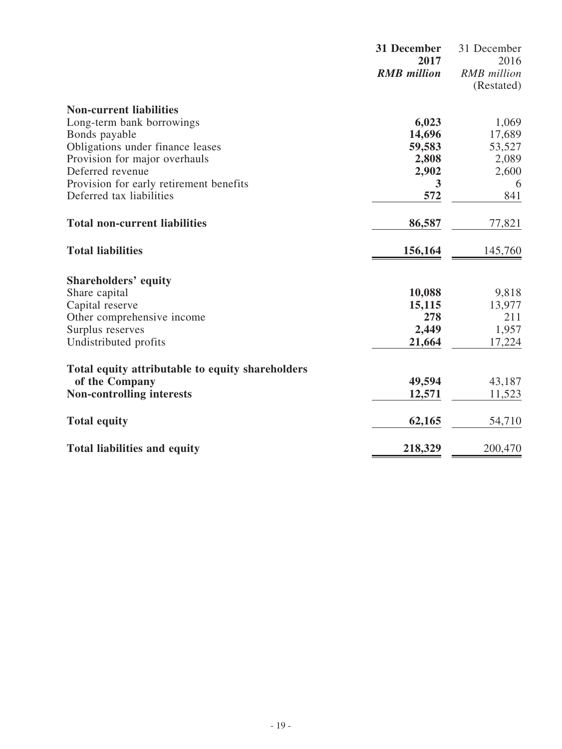| | **31 December 2017** | 31 December 2016 |
|---|---|---|
| | ***RMB million*** | *RMB million* (Restated) |
| **Non-current liabilities** | | |
| Long-term bank borrowings | **6,023** | 1,069 |
| Bonds payable | **14,696** | 17,689 |
| Obligations under finance leases | **59,583** | 53,527 |
| Provision for major overhauls | **2,808** | 2,089 |
| Deferred revenue | **2,902** | 2,600 |
| Provision for early retirement benefits | **3** | 6 |
| Deferred tax liabilities | **572** | 841 |
| **Total non-current liabilities** | **86,587** | 77,821 |
| **Total liabilities** | **156,164** | 145,760 |
| **Shareholders' equity** | | |
| Share capital | **10,088** | 9,818 |
| Capital reserve | **15,115** | 13,977 |
| Other comprehensive income | **278** | 211 |
| Surplus reserves | **2,449** | 1,957 |
| Undistributed profits | **21,664** | 17,224 |
| **Total equity attributable to equity shareholders of the Company** | **49,594** | 43,187 |
| **Non-controlling interests** | **12,571** | 11,523 |
| **Total equity** | **62,165** | 54,710 |
| **Total liabilities and equity** | **218,329** | 200,470 |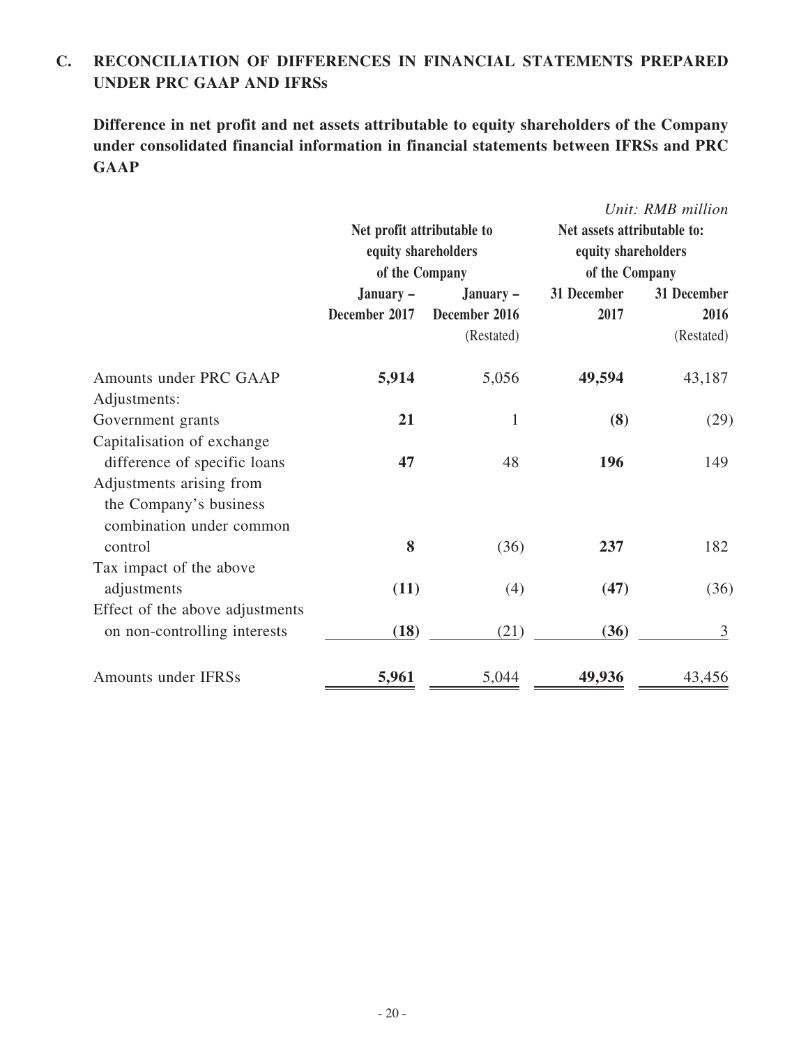## C. RECONCILIATION OF DIFFERENCES IN FINANCIAL STATEMENTS PREPARED UNDER PRC GAAP AND IFRSs

**Difference in net profit and net assets attributable to equity shareholders of the Company under consolidated financial information in financial statements between IFRSs and PRC GAAP**

*Unit: RMB million*

| | Net profit attributable to equity shareholders of the Company | | Net assets attributable to: equity shareholders of the Company | |
|---|---|---|---|---|
| | January – December 2017 | January – December 2016 (Restated) | 31 December 2017 | 31 December 2016 (Restated) |
| Amounts under PRC GAAP | **5,914** | 5,056 | **49,594** | 43,187 |
| Adjustments: | | | | |
| Government grants | **21** | 1 | **(8)** | (29) |
| Capitalisation of exchange difference of specific loans | **47** | 48 | **196** | 149 |
| Adjustments arising from the Company's business combination under common control | **8** | (36) | **237** | 182 |
| Tax impact of the above adjustments | **(11)** | (4) | **(47)** | (36) |
| Effect of the above adjustments on non-controlling interests | **(18)** | (21) | **(36)** | 3 |
| Amounts under IFRSs | **5,961** | 5,044 | **49,936** | 43,456 |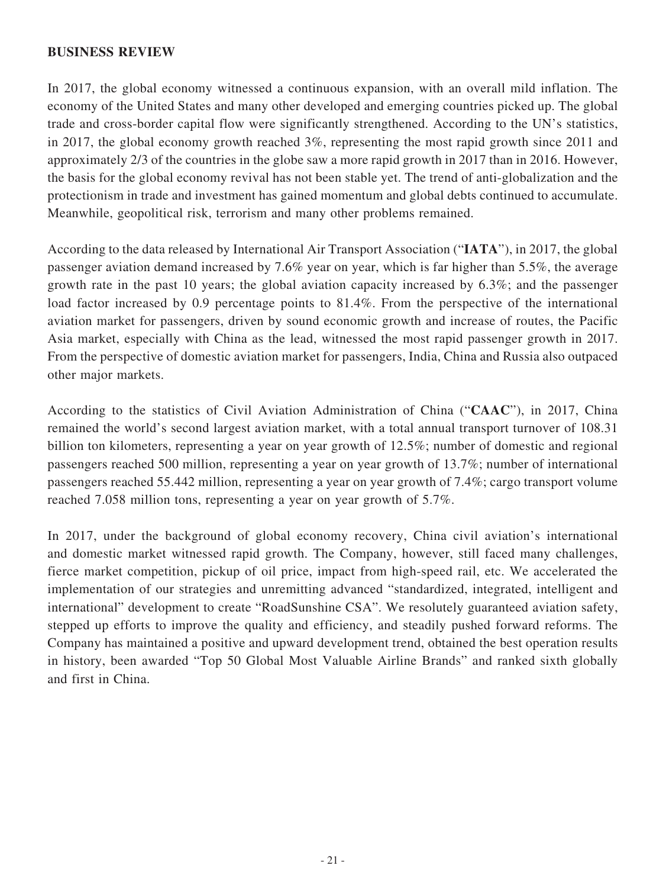## BUSINESS REVIEW

In 2017, the global economy witnessed a continuous expansion, with an overall mild inflation. The economy of the United States and many other developed and emerging countries picked up. The global trade and cross-border capital flow were significantly strengthened. According to the UN's statistics, in 2017, the global economy growth reached 3%, representing the most rapid growth since 2011 and approximately 2/3 of the countries in the globe saw a more rapid growth in 2017 than in 2016. However, the basis for the global economy revival has not been stable yet. The trend of anti-globalization and the protectionism in trade and investment has gained momentum and global debts continued to accumulate. Meanwhile, geopolitical risk, terrorism and many other problems remained.

According to the data released by International Air Transport Association ("**IATA**"), in 2017, the global passenger aviation demand increased by 7.6% year on year, which is far higher than 5.5%, the average growth rate in the past 10 years; the global aviation capacity increased by 6.3%; and the passenger load factor increased by 0.9 percentage points to 81.4%. From the perspective of the international aviation market for passengers, driven by sound economic growth and increase of routes, the Pacific Asia market, especially with China as the lead, witnessed the most rapid passenger growth in 2017. From the perspective of domestic aviation market for passengers, India, China and Russia also outpaced other major markets.

According to the statistics of Civil Aviation Administration of China ("**CAAC**"), in 2017, China remained the world's second largest aviation market, with a total annual transport turnover of 108.31 billion ton kilometers, representing a year on year growth of 12.5%; number of domestic and regional passengers reached 500 million, representing a year on year growth of 13.7%; number of international passengers reached 55.442 million, representing a year on year growth of 7.4%; cargo transport volume reached 7.058 million tons, representing a year on year growth of 5.7%.

In 2017, under the background of global economy recovery, China civil aviation's international and domestic market witnessed rapid growth. The Company, however, still faced many challenges, fierce market competition, pickup of oil price, impact from high-speed rail, etc. We accelerated the implementation of our strategies and unremitting advanced "standardized, integrated, intelligent and international" development to create "RoadSunshine CSA". We resolutely guaranteed aviation safety, stepped up efforts to improve the quality and efficiency, and steadily pushed forward reforms. The Company has maintained a positive and upward development trend, obtained the best operation results in history, been awarded "Top 50 Global Most Valuable Airline Brands" and ranked sixth globally and first in China.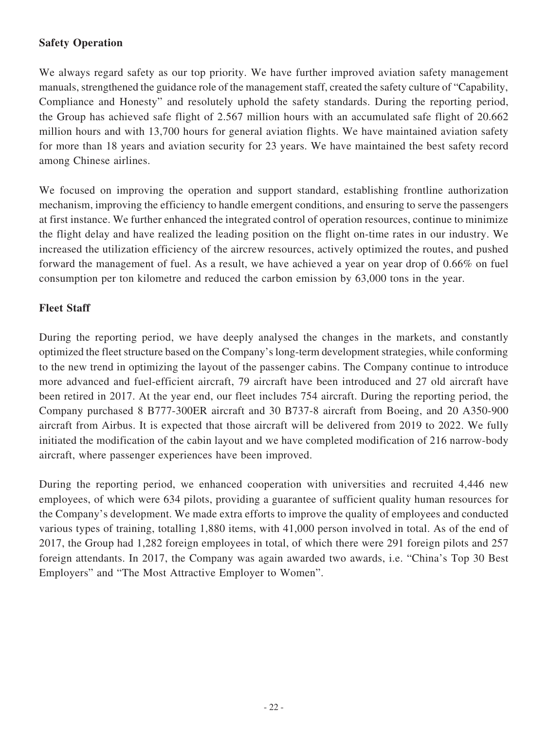**Safety Operation**

We always regard safety as our top priority. We have further improved aviation safety management manuals, strengthened the guidance role of the management staff, created the safety culture of "Capability, Compliance and Honesty" and resolutely uphold the safety standards. During the reporting period, the Group has achieved safe flight of 2.567 million hours with an accumulated safe flight of 20.662 million hours and with 13,700 hours for general aviation flights. We have maintained aviation safety for more than 18 years and aviation security for 23 years. We have maintained the best safety record among Chinese airlines.

We focused on improving the operation and support standard, establishing frontline authorization mechanism, improving the efficiency to handle emergent conditions, and ensuring to serve the passengers at first instance. We further enhanced the integrated control of operation resources, continue to minimize the flight delay and have realized the leading position on the flight on-time rates in our industry. We increased the utilization efficiency of the aircrew resources, actively optimized the routes, and pushed forward the management of fuel. As a result, we have achieved a year on year drop of 0.66% on fuel consumption per ton kilometre and reduced the carbon emission by 63,000 tons in the year.

**Fleet Staff**

During the reporting period, we have deeply analysed the changes in the markets, and constantly optimized the fleet structure based on the Company's long-term development strategies, while conforming to the new trend in optimizing the layout of the passenger cabins. The Company continue to introduce more advanced and fuel-efficient aircraft, 79 aircraft have been introduced and 27 old aircraft have been retired in 2017. At the year end, our fleet includes 754 aircraft. During the reporting period, the Company purchased 8 B777-300ER aircraft and 30 B737-8 aircraft from Boeing, and 20 A350-900 aircraft from Airbus. It is expected that those aircraft will be delivered from 2019 to 2022. We fully initiated the modification of the cabin layout and we have completed modification of 216 narrow-body aircraft, where passenger experiences have been improved.

During the reporting period, we enhanced cooperation with universities and recruited 4,446 new employees, of which were 634 pilots, providing a guarantee of sufficient quality human resources for the Company's development. We made extra efforts to improve the quality of employees and conducted various types of training, totalling 1,880 items, with 41,000 person involved in total. As of the end of 2017, the Group had 1,282 foreign employees in total, of which there were 291 foreign pilots and 257 foreign attendants. In 2017, the Company was again awarded two awards, i.e. "China's Top 30 Best Employers" and "The Most Attractive Employer to Women".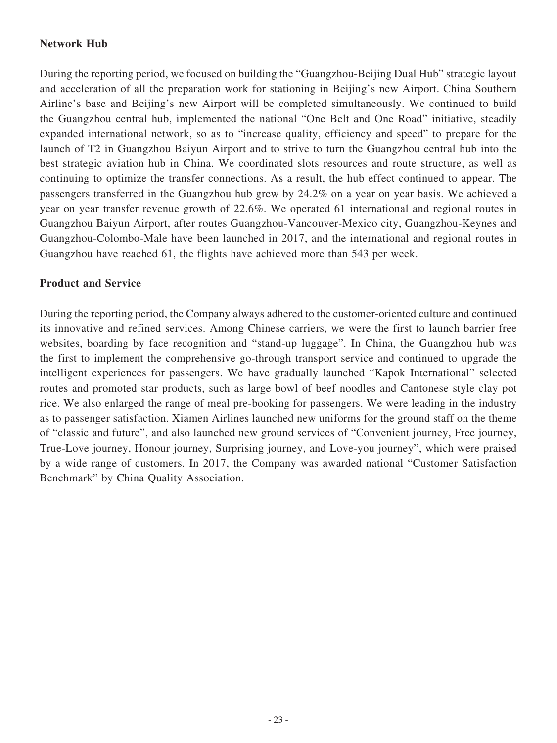**Network Hub**

During the reporting period, we focused on building the "Guangzhou-Beijing Dual Hub" strategic layout and acceleration of all the preparation work for stationing in Beijing's new Airport. China Southern Airline's base and Beijing's new Airport will be completed simultaneously. We continued to build the Guangzhou central hub, implemented the national "One Belt and One Road" initiative, steadily expanded international network, so as to "increase quality, efficiency and speed" to prepare for the launch of T2 in Guangzhou Baiyun Airport and to strive to turn the Guangzhou central hub into the best strategic aviation hub in China. We coordinated slots resources and route structure, as well as continuing to optimize the transfer connections. As a result, the hub effect continued to appear. The passengers transferred in the Guangzhou hub grew by 24.2% on a year on year basis. We achieved a year on year transfer revenue growth of 22.6%. We operated 61 international and regional routes in Guangzhou Baiyun Airport, after routes Guangzhou-Vancouver-Mexico city, Guangzhou-Keynes and Guangzhou-Colombo-Male have been launched in 2017, and the international and regional routes in Guangzhou have reached 61, the flights have achieved more than 543 per week.

**Product and Service**

During the reporting period, the Company always adhered to the customer-oriented culture and continued its innovative and refined services. Among Chinese carriers, we were the first to launch barrier free websites, boarding by face recognition and "stand-up luggage". In China, the Guangzhou hub was the first to implement the comprehensive go-through transport service and continued to upgrade the intelligent experiences for passengers. We have gradually launched "Kapok International" selected routes and promoted star products, such as large bowl of beef noodles and Cantonese style clay pot rice. We also enlarged the range of meal pre-booking for passengers. We were leading in the industry as to passenger satisfaction. Xiamen Airlines launched new uniforms for the ground staff on the theme of "classic and future", and also launched new ground services of "Convenient journey, Free journey, True-Love journey, Honour journey, Surprising journey, and Love-you journey", which were praised by a wide range of customers. In 2017, the Company was awarded national "Customer Satisfaction Benchmark" by China Quality Association.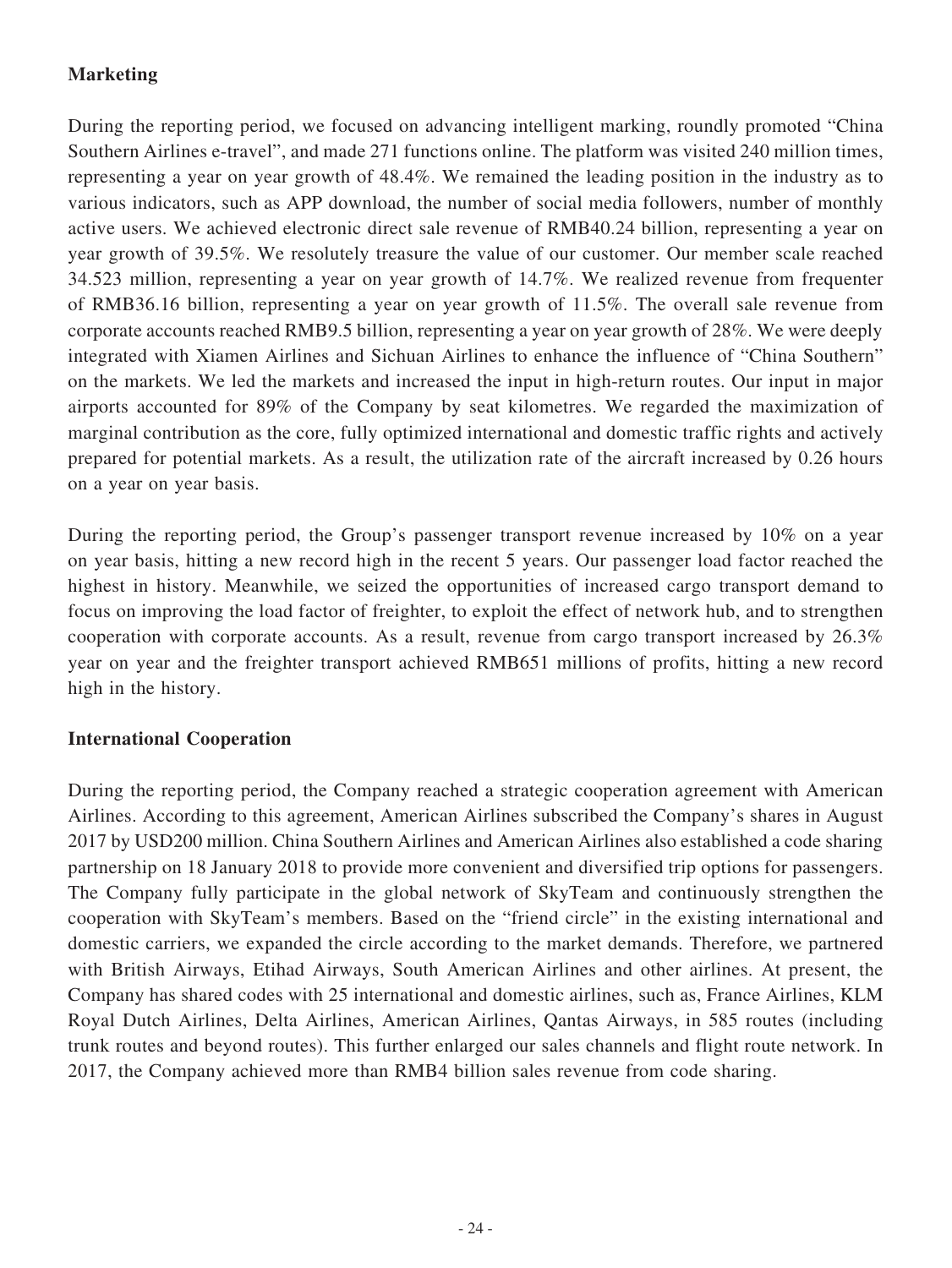**Marketing**

During the reporting period, we focused on advancing intelligent marking, roundly promoted "China Southern Airlines e-travel", and made 271 functions online. The platform was visited 240 million times, representing a year on year growth of 48.4%. We remained the leading position in the industry as to various indicators, such as APP download, the number of social media followers, number of monthly active users. We achieved electronic direct sale revenue of RMB40.24 billion, representing a year on year growth of 39.5%. We resolutely treasure the value of our customer. Our member scale reached 34.523 million, representing a year on year growth of 14.7%. We realized revenue from frequenter of RMB36.16 billion, representing a year on year growth of 11.5%. The overall sale revenue from corporate accounts reached RMB9.5 billion, representing a year on year growth of 28%. We were deeply integrated with Xiamen Airlines and Sichuan Airlines to enhance the influence of "China Southern" on the markets. We led the markets and increased the input in high-return routes. Our input in major airports accounted for 89% of the Company by seat kilometres. We regarded the maximization of marginal contribution as the core, fully optimized international and domestic traffic rights and actively prepared for potential markets. As a result, the utilization rate of the aircraft increased by 0.26 hours on a year on year basis.

During the reporting period, the Group's passenger transport revenue increased by 10% on a year on year basis, hitting a new record high in the recent 5 years. Our passenger load factor reached the highest in history. Meanwhile, we seized the opportunities of increased cargo transport demand to focus on improving the load factor of freighter, to exploit the effect of network hub, and to strengthen cooperation with corporate accounts. As a result, revenue from cargo transport increased by 26.3% year on year and the freighter transport achieved RMB651 millions of profits, hitting a new record high in the history.

**International Cooperation**

During the reporting period, the Company reached a strategic cooperation agreement with American Airlines. According to this agreement, American Airlines subscribed the Company's shares in August 2017 by USD200 million. China Southern Airlines and American Airlines also established a code sharing partnership on 18 January 2018 to provide more convenient and diversified trip options for passengers. The Company fully participate in the global network of SkyTeam and continuously strengthen the cooperation with SkyTeam's members. Based on the "friend circle" in the existing international and domestic carriers, we expanded the circle according to the market demands. Therefore, we partnered with British Airways, Etihad Airways, South American Airlines and other airlines. At present, the Company has shared codes with 25 international and domestic airlines, such as, France Airlines, KLM Royal Dutch Airlines, Delta Airlines, American Airlines, Qantas Airways, in 585 routes (including trunk routes and beyond routes). This further enlarged our sales channels and flight route network. In 2017, the Company achieved more than RMB4 billion sales revenue from code sharing.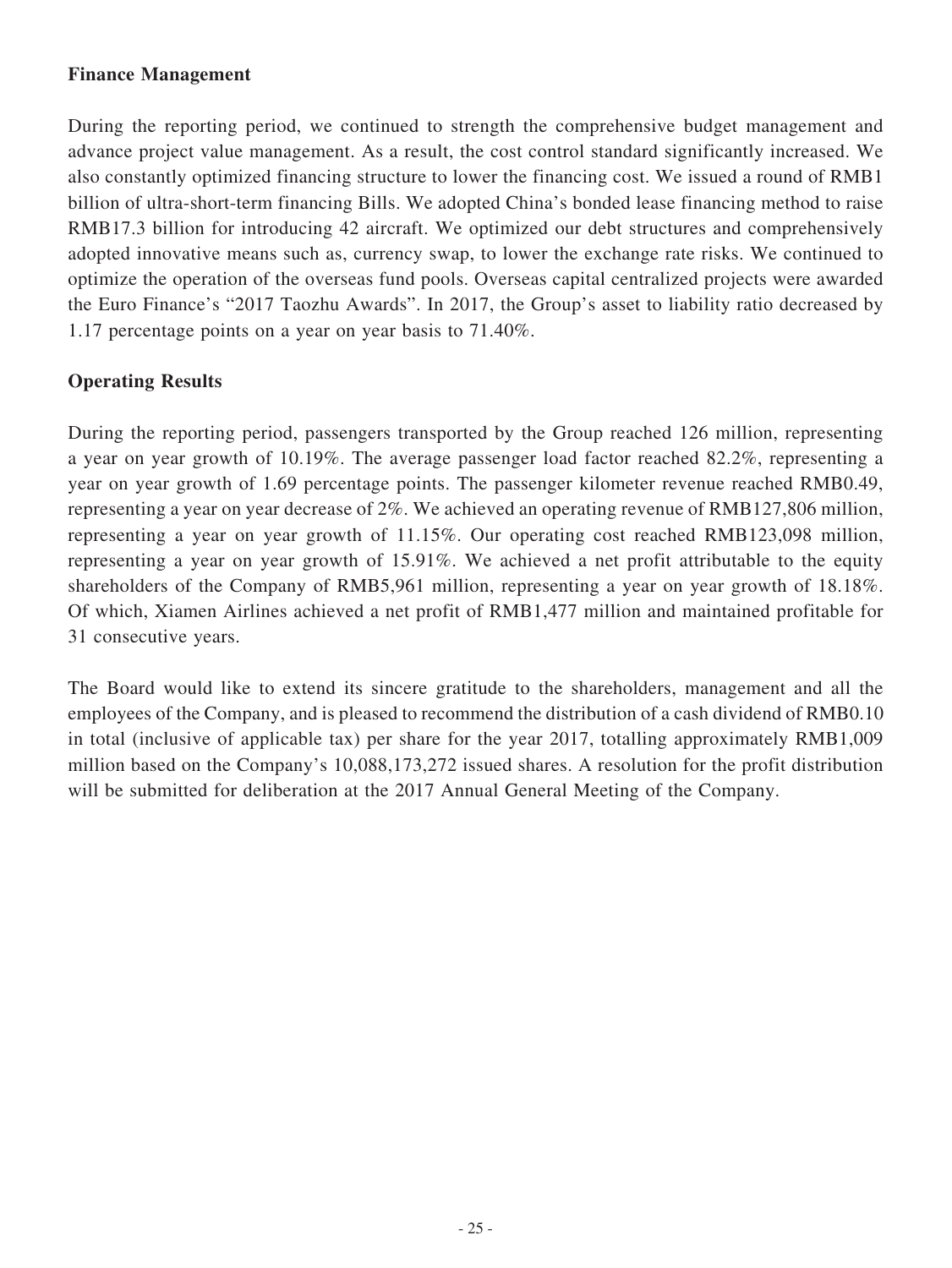**Finance Management**

During the reporting period, we continued to strength the comprehensive budget management and advance project value management. As a result, the cost control standard significantly increased. We also constantly optimized financing structure to lower the financing cost. We issued a round of RMB1 billion of ultra-short-term financing Bills. We adopted China's bonded lease financing method to raise RMB17.3 billion for introducing 42 aircraft. We optimized our debt structures and comprehensively adopted innovative means such as, currency swap, to lower the exchange rate risks. We continued to optimize the operation of the overseas fund pools. Overseas capital centralized projects were awarded the Euro Finance's "2017 Taozhu Awards". In 2017, the Group's asset to liability ratio decreased by 1.17 percentage points on a year on year basis to 71.40%.

**Operating Results**

During the reporting period, passengers transported by the Group reached 126 million, representing a year on year growth of 10.19%. The average passenger load factor reached 82.2%, representing a year on year growth of 1.69 percentage points. The passenger kilometer revenue reached RMB0.49, representing a year on year decrease of 2%. We achieved an operating revenue of RMB127,806 million, representing a year on year growth of 11.15%. Our operating cost reached RMB123,098 million, representing a year on year growth of 15.91%. We achieved a net profit attributable to the equity shareholders of the Company of RMB5,961 million, representing a year on year growth of 18.18%. Of which, Xiamen Airlines achieved a net profit of RMB1,477 million and maintained profitable for 31 consecutive years.

The Board would like to extend its sincere gratitude to the shareholders, management and all the employees of the Company, and is pleased to recommend the distribution of a cash dividend of RMB0.10 in total (inclusive of applicable tax) per share for the year 2017, totalling approximately RMB1,009 million based on the Company's 10,088,173,272 issued shares. A resolution for the profit distribution will be submitted for deliberation at the 2017 Annual General Meeting of the Company.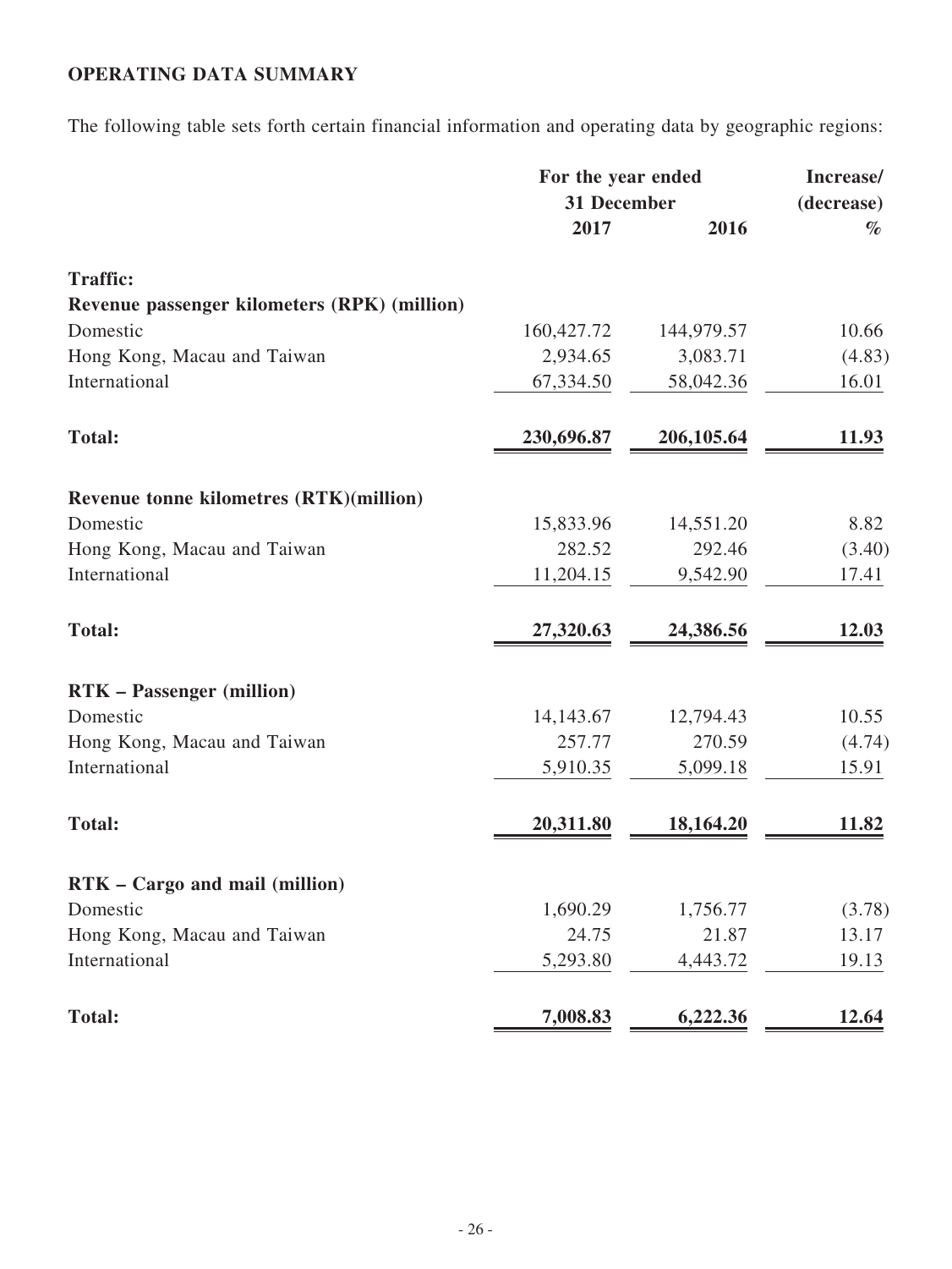**OPERATING DATA SUMMARY**

The following table sets forth certain financial information and operating data by geographic regions:

| | For the year ended 31 December | | Increase/ (decrease) |
|---|---|---|---|
| | 2017 | 2016 | % |
| **Traffic:** | | | |
| **Revenue passenger kilometers (RPK) (million)** | | | |
| Domestic | 160,427.72 | 144,979.57 | 10.66 |
| Hong Kong, Macau and Taiwan | 2,934.65 | 3,083.71 | (4.83) |
| International | 67,334.50 | 58,042.36 | 16.01 |
| **Total:** | **230,696.87** | **206,105.64** | **11.93** |
| **Revenue tonne kilometres (RTK)(million)** | | | |
| Domestic | 15,833.96 | 14,551.20 | 8.82 |
| Hong Kong, Macau and Taiwan | 282.52 | 292.46 | (3.40) |
| International | 11,204.15 | 9,542.90 | 17.41 |
| **Total:** | **27,320.63** | **24,386.56** | **12.03** |
| **RTK – Passenger (million)** | | | |
| Domestic | 14,143.67 | 12,794.43 | 10.55 |
| Hong Kong, Macau and Taiwan | 257.77 | 270.59 | (4.74) |
| International | 5,910.35 | 5,099.18 | 15.91 |
| **Total:** | **20,311.80** | **18,164.20** | **11.82** |
| **RTK – Cargo and mail (million)** | | | |
| Domestic | 1,690.29 | 1,756.77 | (3.78) |
| Hong Kong, Macau and Taiwan | 24.75 | 21.87 | 13.17 |
| International | 5,293.80 | 4,443.72 | 19.13 |
| **Total:** | **7,008.83** | **6,222.36** | **12.64** |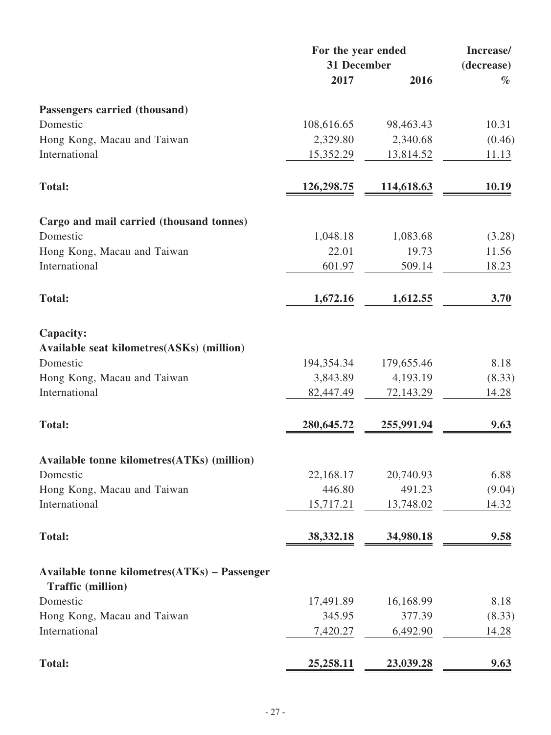| | For the year ended 31 December | | Increase/ (decrease) |
|---|---|---|---|
| | 2017 | 2016 | % |
| **Passengers carried (thousand)** | | | |
| Domestic | 108,616.65 | 98,463.43 | 10.31 |
| Hong Kong, Macau and Taiwan | 2,329.80 | 2,340.68 | (0.46) |
| International | 15,352.29 | 13,814.52 | 11.13 |
| **Total:** | **126,298.75** | **114,618.63** | **10.19** |
| **Cargo and mail carried (thousand tonnes)** | | | |
| Domestic | 1,048.18 | 1,083.68 | (3.28) |
| Hong Kong, Macau and Taiwan | 22.01 | 19.73 | 11.56 |
| International | 601.97 | 509.14 | 18.23 |
| **Total:** | **1,672.16** | **1,612.55** | **3.70** |
| **Capacity:** | | | |
| **Available seat kilometres(ASKs) (million)** | | | |
| Domestic | 194,354.34 | 179,655.46 | 8.18 |
| Hong Kong, Macau and Taiwan | 3,843.89 | 4,193.19 | (8.33) |
| International | 82,447.49 | 72,143.29 | 14.28 |
| **Total:** | **280,645.72** | **255,991.94** | **9.63** |
| **Available tonne kilometres(ATKs) (million)** | | | |
| Domestic | 22,168.17 | 20,740.93 | 6.88 |
| Hong Kong, Macau and Taiwan | 446.80 | 491.23 | (9.04) |
| International | 15,717.21 | 13,748.02 | 14.32 |
| **Total:** | **38,332.18** | **34,980.18** | **9.58** |
| **Available tonne kilometres(ATKs) – Passenger Traffic (million)** | | | |
| Domestic | 17,491.89 | 16,168.99 | 8.18 |
| Hong Kong, Macau and Taiwan | 345.95 | 377.39 | (8.33) |
| International | 7,420.27 | 6,492.90 | 14.28 |
| **Total:** | **25,258.11** | **23,039.28** | **9.63** |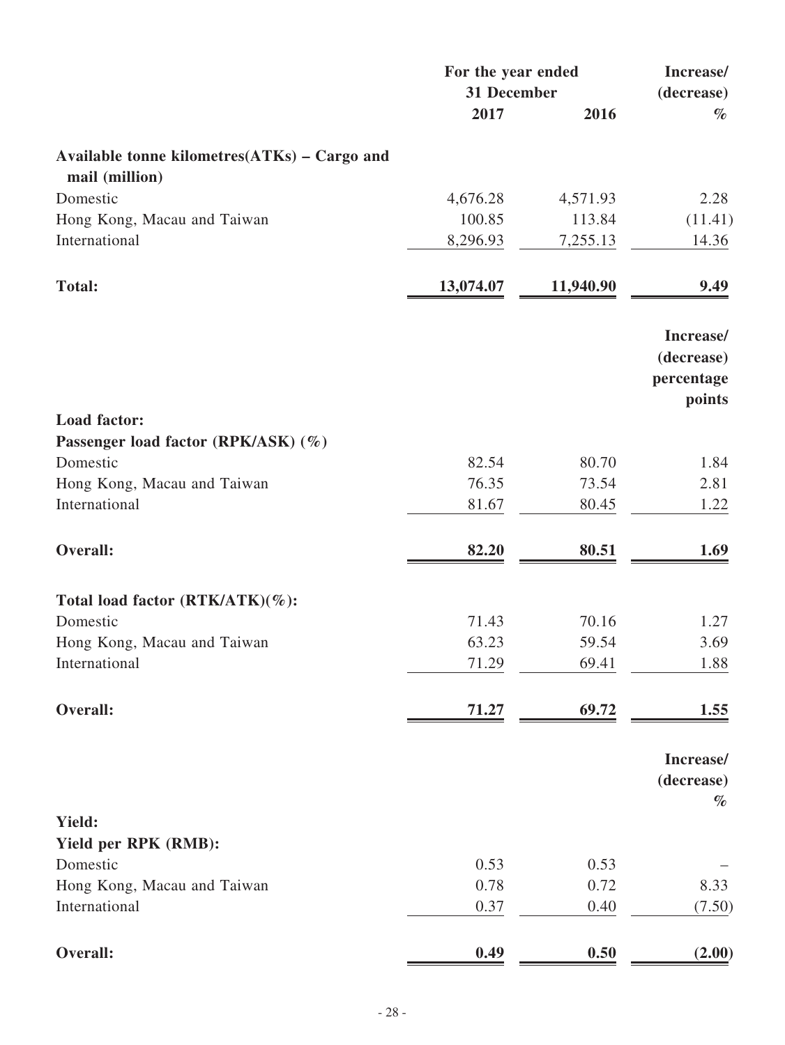| | For the year ended 31 December | | Increase/ (decrease) |
|---|---|---|---|
| | 2017 | 2016 | % |
| **Available tonne kilometres(ATKs) – Cargo and mail (million)** | | | |
| Domestic | 4,676.28 | 4,571.93 | 2.28 |
| Hong Kong, Macau and Taiwan | 100.85 | 113.84 | (11.41) |
| International | 8,296.93 | 7,255.13 | 14.36 |
| **Total:** | **13,074.07** | **11,940.90** | **9.49** |
| | | | **Increase/ (decrease) percentage points** |
| **Load factor:** | | | |
| **Passenger load factor (RPK/ASK) (%)** | | | |
| Domestic | 82.54 | 80.70 | 1.84 |
| Hong Kong, Macau and Taiwan | 76.35 | 73.54 | 2.81 |
| International | 81.67 | 80.45 | 1.22 |
| **Overall:** | **82.20** | **80.51** | **1.69** |
| **Total load factor (RTK/ATK)(%):** | | | |
| Domestic | 71.43 | 70.16 | 1.27 |
| Hong Kong, Macau and Taiwan | 63.23 | 59.54 | 3.69 |
| International | 71.29 | 69.41 | 1.88 |
| **Overall:** | **71.27** | **69.72** | **1.55** |
| | | | **Increase/ (decrease) %** |
| **Yield:** | | | |
| **Yield per RPK (RMB):** | | | |
| Domestic | 0.53 | 0.53 | – |
| Hong Kong, Macau and Taiwan | 0.78 | 0.72 | 8.33 |
| International | 0.37 | 0.40 | (7.50) |
| **Overall:** | **0.49** | **0.50** | **(2.00)** |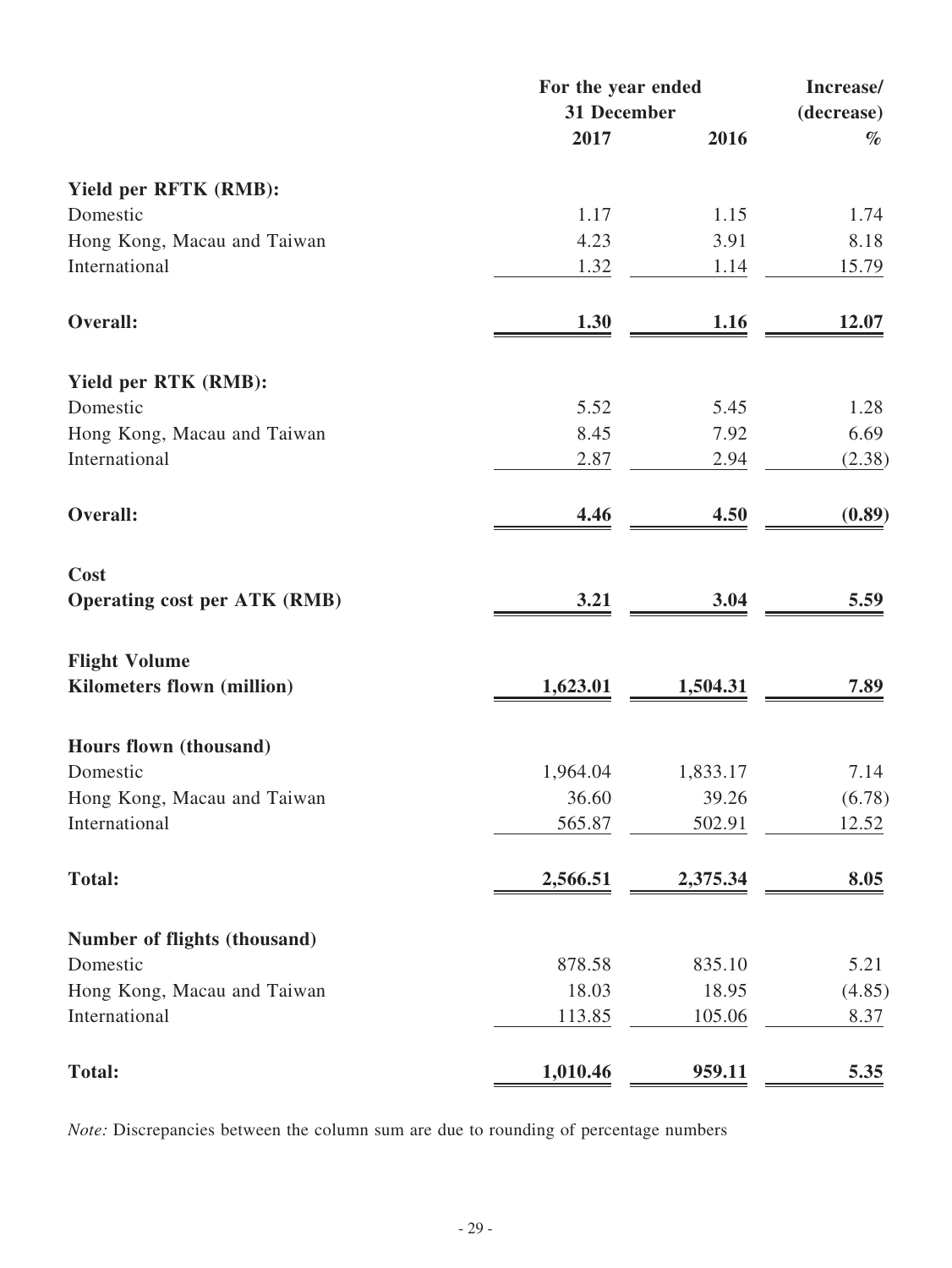| | For the year ended 31 December | | Increase/ (decrease) |
|---|---|---|---|
| | 2017 | 2016 | % |
| **Yield per RFTK (RMB):** | | | |
| Domestic | 1.17 | 1.15 | 1.74 |
| Hong Kong, Macau and Taiwan | 4.23 | 3.91 | 8.18 |
| International | 1.32 | 1.14 | 15.79 |
| **Overall:** | **1.30** | **1.16** | **12.07** |
| **Yield per RTK (RMB):** | | | |
| Domestic | 5.52 | 5.45 | 1.28 |
| Hong Kong, Macau and Taiwan | 8.45 | 7.92 | 6.69 |
| International | 2.87 | 2.94 | (2.38) |
| **Overall:** | **4.46** | **4.50** | **(0.89)** |
| **Cost** | | | |
| **Operating cost per ATK (RMB)** | **3.21** | **3.04** | **5.59** |
| **Flight Volume** | | | |
| **Kilometers flown (million)** | **1,623.01** | **1,504.31** | **7.89** |
| **Hours flown (thousand)** | | | |
| Domestic | 1,964.04 | 1,833.17 | 7.14 |
| Hong Kong, Macau and Taiwan | 36.60 | 39.26 | (6.78) |
| International | 565.87 | 502.91 | 12.52 |
| **Total:** | **2,566.51** | **2,375.34** | **8.05** |
| **Number of flights (thousand)** | | | |
| Domestic | 878.58 | 835.10 | 5.21 |
| Hong Kong, Macau and Taiwan | 18.03 | 18.95 | (4.85) |
| International | 113.85 | 105.06 | 8.37 |
| **Total:** | **1,010.46** | **959.11** | **5.35** |

*Note:* Discrepancies between the column sum are due to rounding of percentage numbers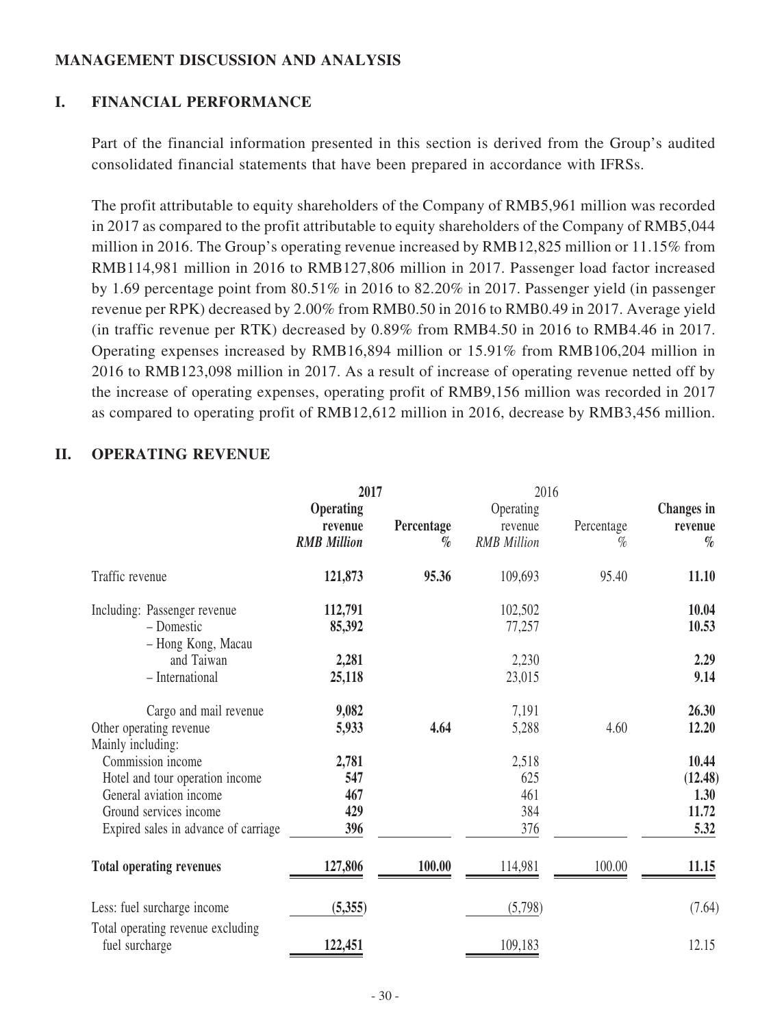## MANAGEMENT DISCUSSION AND ANALYSIS

### I. FINANCIAL PERFORMANCE

Part of the financial information presented in this section is derived from the Group's audited consolidated financial statements that have been prepared in accordance with IFRSs.

The profit attributable to equity shareholders of the Company of RMB5,961 million was recorded in 2017 as compared to the profit attributable to equity shareholders of the Company of RMB5,044 million in 2016. The Group's operating revenue increased by RMB12,825 million or 11.15% from RMB114,981 million in 2016 to RMB127,806 million in 2017. Passenger load factor increased by 1.69 percentage point from 80.51% in 2016 to 82.20% in 2017. Passenger yield (in passenger revenue per RPK) decreased by 2.00% from RMB0.50 in 2016 to RMB0.49 in 2017. Average yield (in traffic revenue per RTK) decreased by 0.89% from RMB4.50 in 2016 to RMB4.46 in 2017. Operating expenses increased by RMB16,894 million or 15.91% from RMB106,204 million in 2016 to RMB123,098 million in 2017. As a result of increase of operating revenue netted off by the increase of operating expenses, operating profit of RMB9,156 million was recorded in 2017 as compared to operating profit of RMB12,612 million in 2016, decrease by RMB3,456 million.

### II. OPERATING REVENUE

| | **2017** | | 2016 | | |
|---|---|---|---|---|---|
| | **Operating revenue** *RMB Million* | **Percentage** *%* | Operating revenue *RMB Million* | Percentage *%* | **Changes in revenue** *%* |
| Traffic revenue | **121,873** | **95.36** | 109,693 | 95.40 | **11.10** |
| Including: Passenger revenue | **112,791** | | 102,502 | | **10.04** |
| – Domestic | **85,392** | | 77,257 | | **10.53** |
| – Hong Kong, Macau and Taiwan | **2,281** | | 2,230 | | **2.29** |
| – International | **25,118** | | 23,015 | | **9.14** |
| Cargo and mail revenue | **9,082** | | 7,191 | | **26.30** |
| Other operating revenue | **5,933** | **4.64** | 5,288 | 4.60 | **12.20** |
| Mainly including: | | | | | |
| Commission income | **2,781** | | 2,518 | | **10.44** |
| Hotel and tour operation income | **547** | | 625 | | **(12.48)** |
| General aviation income | **467** | | 461 | | **1.30** |
| Ground services income | **429** | | 384 | | **11.72** |
| Expired sales in advance of carriage | **396** | | 376 | | **5.32** |
| **Total operating revenues** | **127,806** | **100.00** | 114,981 | 100.00 | **11.15** |
| Less: fuel surcharge income | **(5,355)** | | (5,798) | | (7.64) |
| Total operating revenue excluding fuel surcharge | **122,451** | | 109,183 | | 12.15 |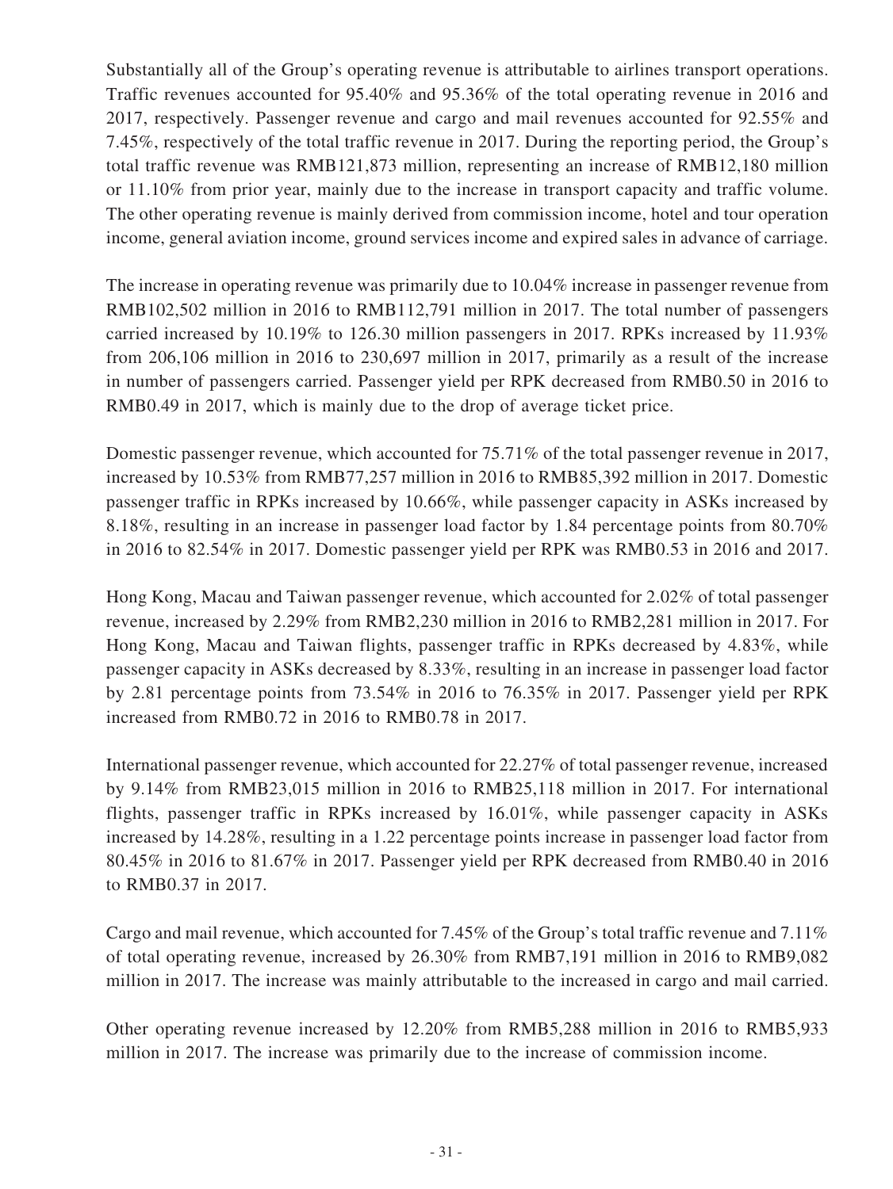Substantially all of the Group's operating revenue is attributable to airlines transport operations. Traffic revenues accounted for 95.40% and 95.36% of the total operating revenue in 2016 and 2017, respectively. Passenger revenue and cargo and mail revenues accounted for 92.55% and 7.45%, respectively of the total traffic revenue in 2017. During the reporting period, the Group's total traffic revenue was RMB121,873 million, representing an increase of RMB12,180 million or 11.10% from prior year, mainly due to the increase in transport capacity and traffic volume. The other operating revenue is mainly derived from commission income, hotel and tour operation income, general aviation income, ground services income and expired sales in advance of carriage.

The increase in operating revenue was primarily due to 10.04% increase in passenger revenue from RMB102,502 million in 2016 to RMB112,791 million in 2017. The total number of passengers carried increased by 10.19% to 126.30 million passengers in 2017. RPKs increased by 11.93% from 206,106 million in 2016 to 230,697 million in 2017, primarily as a result of the increase in number of passengers carried. Passenger yield per RPK decreased from RMB0.50 in 2016 to RMB0.49 in 2017, which is mainly due to the drop of average ticket price.

Domestic passenger revenue, which accounted for 75.71% of the total passenger revenue in 2017, increased by 10.53% from RMB77,257 million in 2016 to RMB85,392 million in 2017. Domestic passenger traffic in RPKs increased by 10.66%, while passenger capacity in ASKs increased by 8.18%, resulting in an increase in passenger load factor by 1.84 percentage points from 80.70% in 2016 to 82.54% in 2017. Domestic passenger yield per RPK was RMB0.53 in 2016 and 2017.

Hong Kong, Macau and Taiwan passenger revenue, which accounted for 2.02% of total passenger revenue, increased by 2.29% from RMB2,230 million in 2016 to RMB2,281 million in 2017. For Hong Kong, Macau and Taiwan flights, passenger traffic in RPKs decreased by 4.83%, while passenger capacity in ASKs decreased by 8.33%, resulting in an increase in passenger load factor by 2.81 percentage points from 73.54% in 2016 to 76.35% in 2017. Passenger yield per RPK increased from RMB0.72 in 2016 to RMB0.78 in 2017.

International passenger revenue, which accounted for 22.27% of total passenger revenue, increased by 9.14% from RMB23,015 million in 2016 to RMB25,118 million in 2017. For international flights, passenger traffic in RPKs increased by 16.01%, while passenger capacity in ASKs increased by 14.28%, resulting in a 1.22 percentage points increase in passenger load factor from 80.45% in 2016 to 81.67% in 2017. Passenger yield per RPK decreased from RMB0.40 in 2016 to RMB0.37 in 2017.

Cargo and mail revenue, which accounted for 7.45% of the Group's total traffic revenue and 7.11% of total operating revenue, increased by 26.30% from RMB7,191 million in 2016 to RMB9,082 million in 2017. The increase was mainly attributable to the increased in cargo and mail carried.

Other operating revenue increased by 12.20% from RMB5,288 million in 2016 to RMB5,933 million in 2017. The increase was primarily due to the increase of commission income.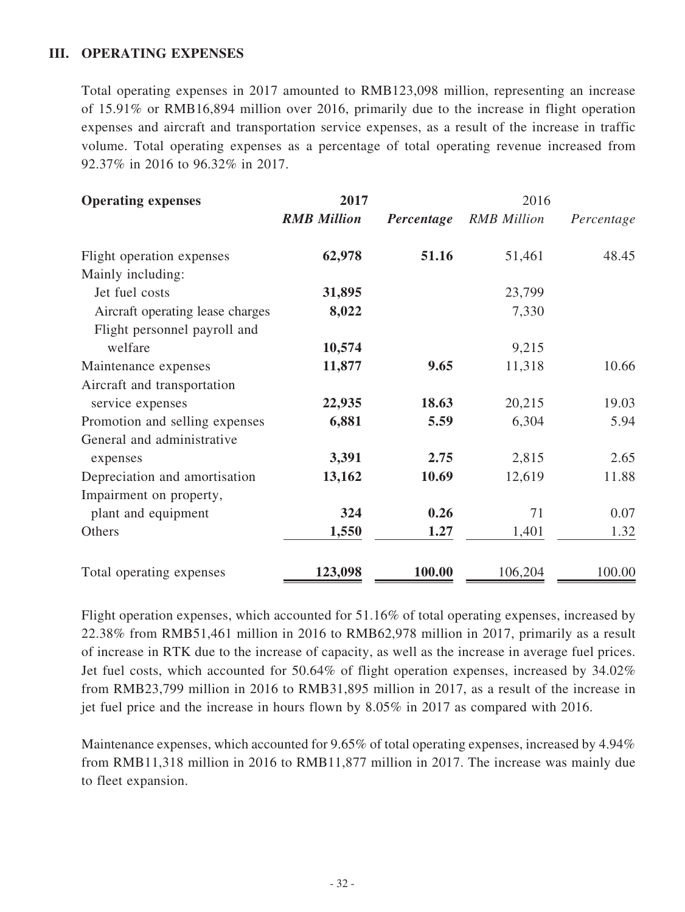## III. OPERATING EXPENSES

Total operating expenses in 2017 amounted to RMB123,098 million, representing an increase of 15.91% or RMB16,894 million over 2016, primarily due to the increase in flight operation expenses and aircraft and transportation service expenses, as a result of the increase in traffic volume. Total operating expenses as a percentage of total operating revenue increased from 92.37% in 2016 to 96.32% in 2017.

| Operating expenses | 2017 | | 2016 | |
|---|---|---|---|---|
| | *RMB Million* | *Percentage* | *RMB Million* | *Percentage* |
| Flight operation expenses | **62,978** | **51.16** | 51,461 | 48.45 |
| Mainly including: | | | | |
| Jet fuel costs | **31,895** | | 23,799 | |
| Aircraft operating lease charges | **8,022** | | 7,330 | |
| Flight personnel payroll and welfare | **10,574** | | 9,215 | |
| Maintenance expenses | **11,877** | **9.65** | 11,318 | 10.66 |
| Aircraft and transportation service expenses | **22,935** | **18.63** | 20,215 | 19.03 |
| Promotion and selling expenses | **6,881** | **5.59** | 6,304 | 5.94 |
| General and administrative expenses | **3,391** | **2.75** | 2,815 | 2.65 |
| Depreciation and amortisation | **13,162** | **10.69** | 12,619 | 11.88 |
| Impairment on property, plant and equipment | **324** | **0.26** | 71 | 0.07 |
| Others | **1,550** | **1.27** | 1,401 | 1.32 |
| Total operating expenses | **123,098** | **100.00** | 106,204 | 100.00 |

Flight operation expenses, which accounted for 51.16% of total operating expenses, increased by 22.38% from RMB51,461 million in 2016 to RMB62,978 million in 2017, primarily as a result of increase in RTK due to the increase of capacity, as well as the increase in average fuel prices. Jet fuel costs, which accounted for 50.64% of flight operation expenses, increased by 34.02% from RMB23,799 million in 2016 to RMB31,895 million in 2017, as a result of the increase in jet fuel price and the increase in hours flown by 8.05% in 2017 as compared with 2016.

Maintenance expenses, which accounted for 9.65% of total operating expenses, increased by 4.94% from RMB11,318 million in 2016 to RMB11,877 million in 2017. The increase was mainly due to fleet expansion.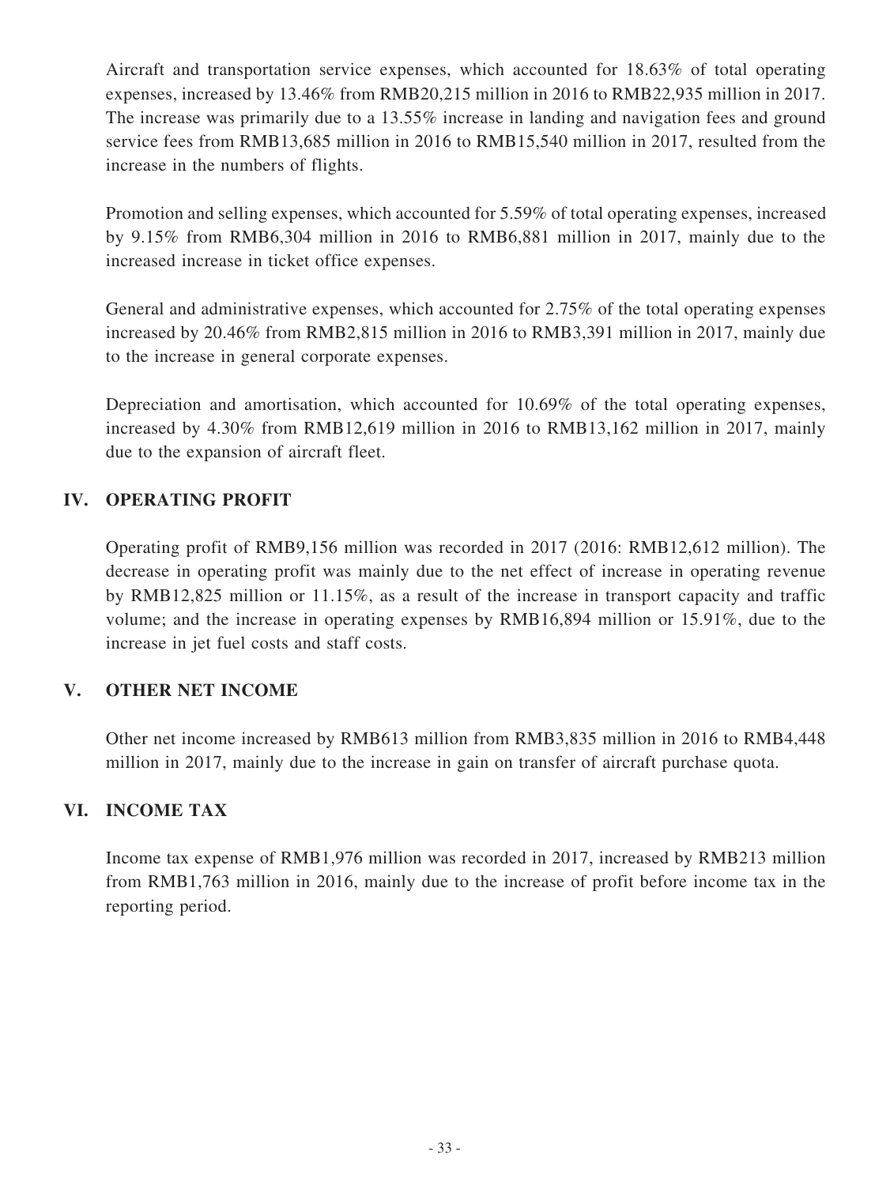Aircraft and transportation service expenses, which accounted for 18.63% of total operating expenses, increased by 13.46% from RMB20,215 million in 2016 to RMB22,935 million in 2017. The increase was primarily due to a 13.55% increase in landing and navigation fees and ground service fees from RMB13,685 million in 2016 to RMB15,540 million in 2017, resulted from the increase in the numbers of flights.

Promotion and selling expenses, which accounted for 5.59% of total operating expenses, increased by 9.15% from RMB6,304 million in 2016 to RMB6,881 million in 2017, mainly due to the increased increase in ticket office expenses.

General and administrative expenses, which accounted for 2.75% of the total operating expenses increased by 20.46% from RMB2,815 million in 2016 to RMB3,391 million in 2017, mainly due to the increase in general corporate expenses.

Depreciation and amortisation, which accounted for 10.69% of the total operating expenses, increased by 4.30% from RMB12,619 million in 2016 to RMB13,162 million in 2017, mainly due to the expansion of aircraft fleet.

## IV. OPERATING PROFIT

Operating profit of RMB9,156 million was recorded in 2017 (2016: RMB12,612 million). The decrease in operating profit was mainly due to the net effect of increase in operating revenue by RMB12,825 million or 11.15%, as a result of the increase in transport capacity and traffic volume; and the increase in operating expenses by RMB16,894 million or 15.91%, due to the increase in jet fuel costs and staff costs.

## V. OTHER NET INCOME

Other net income increased by RMB613 million from RMB3,835 million in 2016 to RMB4,448 million in 2017, mainly due to the increase in gain on transfer of aircraft purchase quota.

## VI. INCOME TAX

Income tax expense of RMB1,976 million was recorded in 2017, increased by RMB213 million from RMB1,763 million in 2016, mainly due to the increase of profit before income tax in the reporting period.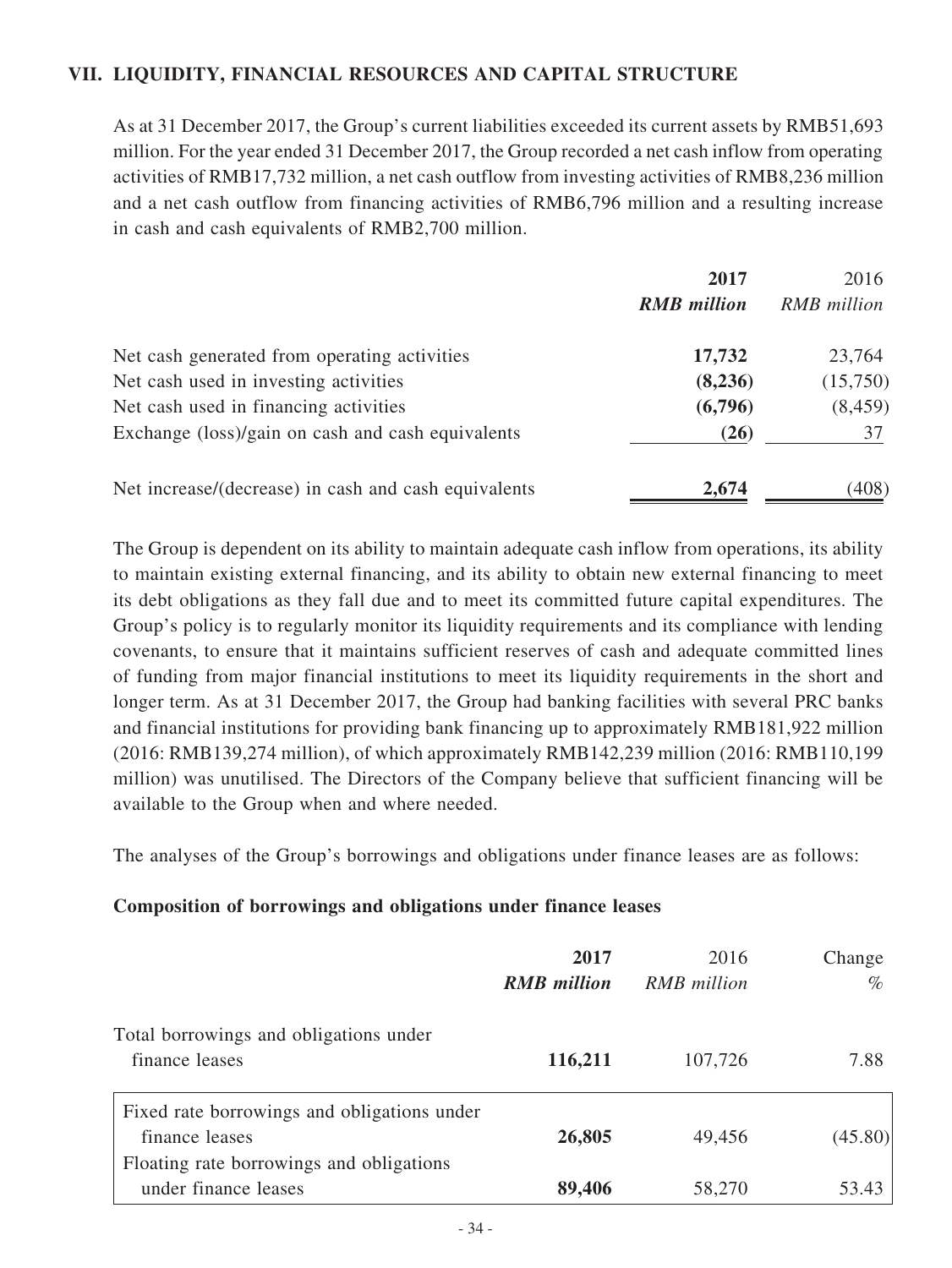## VII. LIQUIDITY, FINANCIAL RESOURCES AND CAPITAL STRUCTURE

As at 31 December 2017, the Group's current liabilities exceeded its current assets by RMB51,693 million. For the year ended 31 December 2017, the Group recorded a net cash inflow from operating activities of RMB17,732 million, a net cash outflow from investing activities of RMB8,236 million and a net cash outflow from financing activities of RMB6,796 million and a resulting increase in cash and cash equivalents of RMB2,700 million.

| | 2017 | 2016 |
|---|---|---|
| | *RMB million* | *RMB million* |
| Net cash generated from operating activities | **17,732** | 23,764 |
| Net cash used in investing activities | **(8,236)** | (15,750) |
| Net cash used in financing activities | **(6,796)** | (8,459) |
| Exchange (loss)/gain on cash and cash equivalents | **(26)** | 37 |
| Net increase/(decrease) in cash and cash equivalents | **2,674** | (408) |

The Group is dependent on its ability to maintain adequate cash inflow from operations, its ability to maintain existing external financing, and its ability to obtain new external financing to meet its debt obligations as they fall due and to meet its committed future capital expenditures. The Group's policy is to regularly monitor its liquidity requirements and its compliance with lending covenants, to ensure that it maintains sufficient reserves of cash and adequate committed lines of funding from major financial institutions to meet its liquidity requirements in the short and longer term. As at 31 December 2017, the Group had banking facilities with several PRC banks and financial institutions for providing bank financing up to approximately RMB181,922 million (2016: RMB139,274 million), of which approximately RMB142,239 million (2016: RMB110,199 million) was unutilised. The Directors of the Company believe that sufficient financing will be available to the Group when and where needed.

The analyses of the Group's borrowings and obligations under finance leases are as follows:

### Composition of borrowings and obligations under finance leases

| | 2017 | 2016 | Change |
|---|---|---|---|
| | *RMB million* | *RMB million* | *%* |
| Total borrowings and obligations under finance leases | **116,211** | 107,726 | 7.88 |
| Fixed rate borrowings and obligations under finance leases | **26,805** | 49,456 | (45.80) |
| Floating rate borrowings and obligations under finance leases | **89,406** | 58,270 | 53.43 |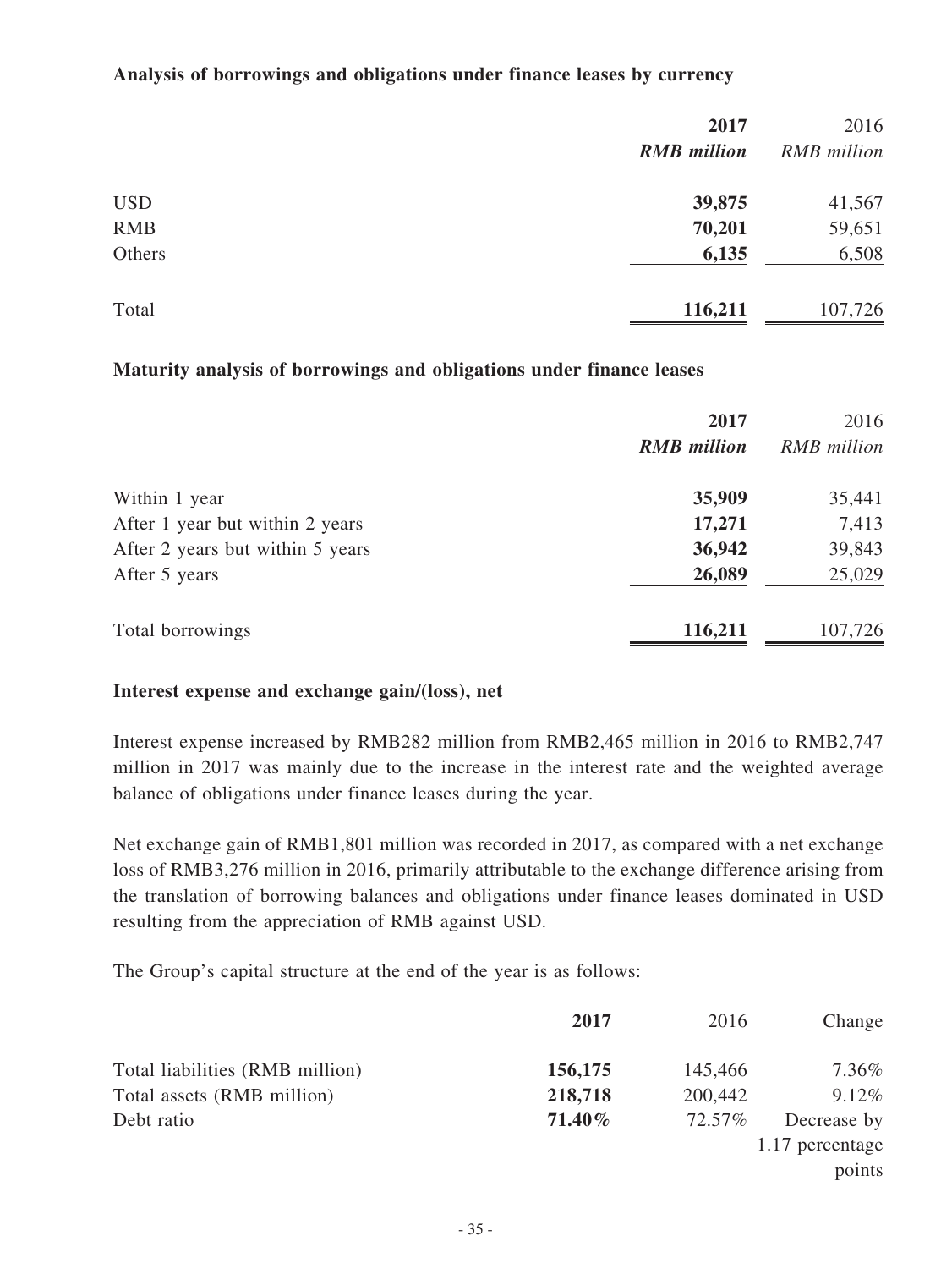**Analysis of borrowings and obligations under finance leases by currency**

| | **2017** | 2016 |
|---|---|---|
| | ***RMB million*** | *RMB million* |
| USD | **39,875** | 41,567 |
| RMB | **70,201** | 59,651 |
| Others | **6,135** | 6,508 |
| Total | **116,211** | 107,726 |

**Maturity analysis of borrowings and obligations under finance leases**

| | **2017** | 2016 |
|---|---|---|
| | ***RMB million*** | *RMB million* |
| Within 1 year | **35,909** | 35,441 |
| After 1 year but within 2 years | **17,271** | 7,413 |
| After 2 years but within 5 years | **36,942** | 39,843 |
| After 5 years | **26,089** | 25,029 |
| Total borrowings | **116,211** | 107,726 |

**Interest expense and exchange gain/(loss), net**

Interest expense increased by RMB282 million from RMB2,465 million in 2016 to RMB2,747 million in 2017 was mainly due to the increase in the interest rate and the weighted average balance of obligations under finance leases during the year.

Net exchange gain of RMB1,801 million was recorded in 2017, as compared with a net exchange loss of RMB3,276 million in 2016, primarily attributable to the exchange difference arising from the translation of borrowing balances and obligations under finance leases dominated in USD resulting from the appreciation of RMB against USD.

The Group's capital structure at the end of the year is as follows:

| | **2017** | 2016 | Change |
|---|---|---|---|
| Total liabilities (RMB million) | **156,175** | 145,466 | 7.36% |
| Total assets (RMB million) | **218,718** | 200,442 | 9.12% |
| Debt ratio | **71.40%** | 72.57% | Decrease by 1.17 percentage points |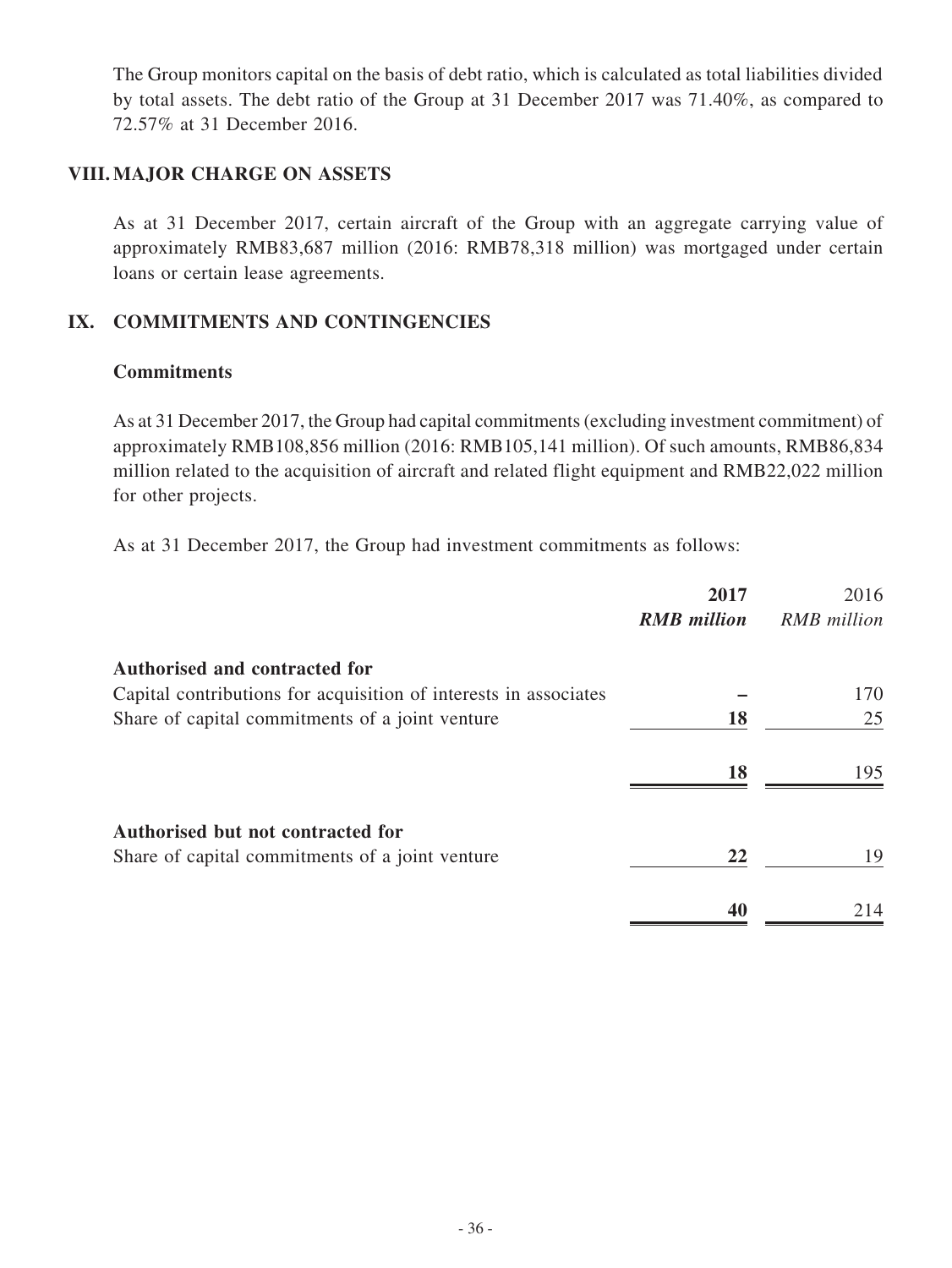The Group monitors capital on the basis of debt ratio, which is calculated as total liabilities divided by total assets. The debt ratio of the Group at 31 December 2017 was 71.40%, as compared to 72.57% at 31 December 2016.

## VIII. MAJOR CHARGE ON ASSETS

As at 31 December 2017, certain aircraft of the Group with an aggregate carrying value of approximately RMB83,687 million (2016: RMB78,318 million) was mortgaged under certain loans or certain lease agreements.

## IX. COMMITMENTS AND CONTINGENCIES

### Commitments

As at 31 December 2017, the Group had capital commitments (excluding investment commitment) of approximately RMB108,856 million (2016: RMB105,141 million). Of such amounts, RMB86,834 million related to the acquisition of aircraft and related flight equipment and RMB22,022 million for other projects.

As at 31 December 2017, the Group had investment commitments as follows:

| | **2017** | 2016 |
|---|---|---|
| | ***RMB million*** | *RMB million* |
| **Authorised and contracted for** | | |
| Capital contributions for acquisition of interests in associates | **–** | 170 |
| Share of capital commitments of a joint venture | **18** | 25 |
| | **18** | 195 |
| **Authorised but not contracted for** | | |
| Share of capital commitments of a joint venture | **22** | 19 |
| | **40** | 214 |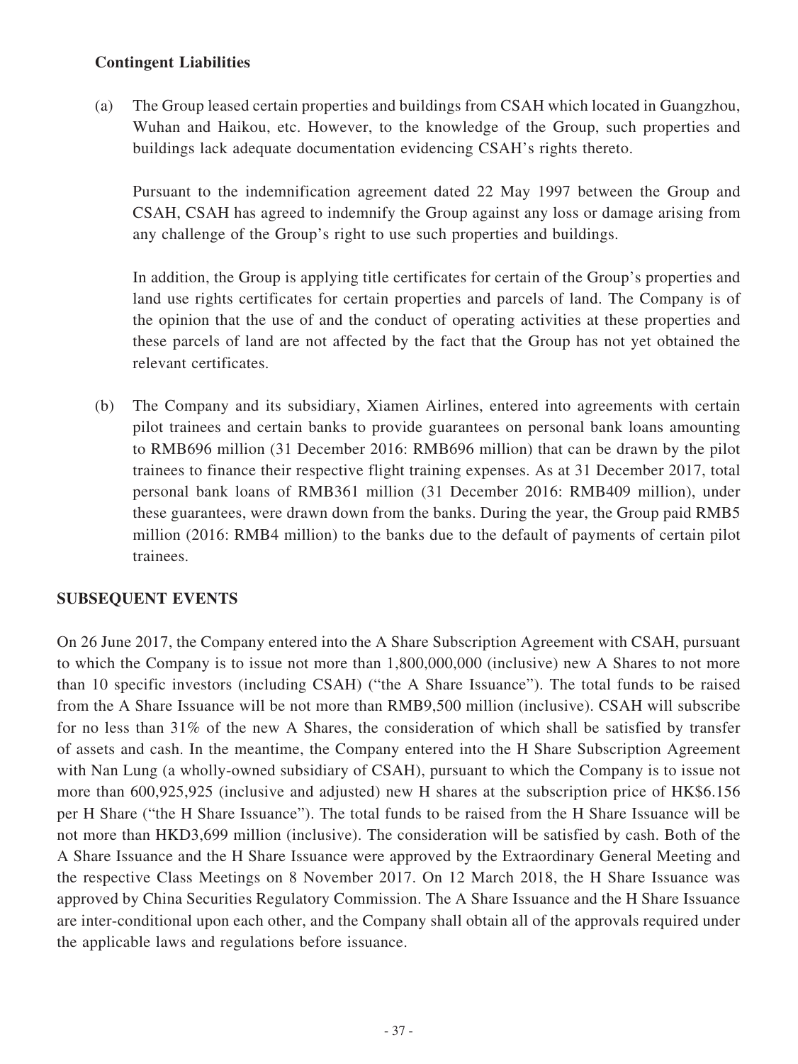**Contingent Liabilities**

(a) The Group leased certain properties and buildings from CSAH which located in Guangzhou, Wuhan and Haikou, etc. However, to the knowledge of the Group, such properties and buildings lack adequate documentation evidencing CSAH's rights thereto.

Pursuant to the indemnification agreement dated 22 May 1997 between the Group and CSAH, CSAH has agreed to indemnify the Group against any loss or damage arising from any challenge of the Group's right to use such properties and buildings.

In addition, the Group is applying title certificates for certain of the Group's properties and land use rights certificates for certain properties and parcels of land. The Company is of the opinion that the use of and the conduct of operating activities at these properties and these parcels of land are not affected by the fact that the Group has not yet obtained the relevant certificates.

(b) The Company and its subsidiary, Xiamen Airlines, entered into agreements with certain pilot trainees and certain banks to provide guarantees on personal bank loans amounting to RMB696 million (31 December 2016: RMB696 million) that can be drawn by the pilot trainees to finance their respective flight training expenses. As at 31 December 2017, total personal bank loans of RMB361 million (31 December 2016: RMB409 million), under these guarantees, were drawn down from the banks. During the year, the Group paid RMB5 million (2016: RMB4 million) to the banks due to the default of payments of certain pilot trainees.

**SUBSEQUENT EVENTS**

On 26 June 2017, the Company entered into the A Share Subscription Agreement with CSAH, pursuant to which the Company is to issue not more than 1,800,000,000 (inclusive) new A Shares to not more than 10 specific investors (including CSAH) ("the A Share Issuance"). The total funds to be raised from the A Share Issuance will be not more than RMB9,500 million (inclusive). CSAH will subscribe for no less than 31% of the new A Shares, the consideration of which shall be satisfied by transfer of assets and cash. In the meantime, the Company entered into the H Share Subscription Agreement with Nan Lung (a wholly-owned subsidiary of CSAH), pursuant to which the Company is to issue not more than 600,925,925 (inclusive and adjusted) new H shares at the subscription price of HK$6.156 per H Share ("the H Share Issuance"). The total funds to be raised from the H Share Issuance will be not more than HKD3,699 million (inclusive). The consideration will be satisfied by cash. Both of the A Share Issuance and the H Share Issuance were approved by the Extraordinary General Meeting and the respective Class Meetings on 8 November 2017. On 12 March 2018, the H Share Issuance was approved by China Securities Regulatory Commission. The A Share Issuance and the H Share Issuance are inter-conditional upon each other, and the Company shall obtain all of the approvals required under the applicable laws and regulations before issuance.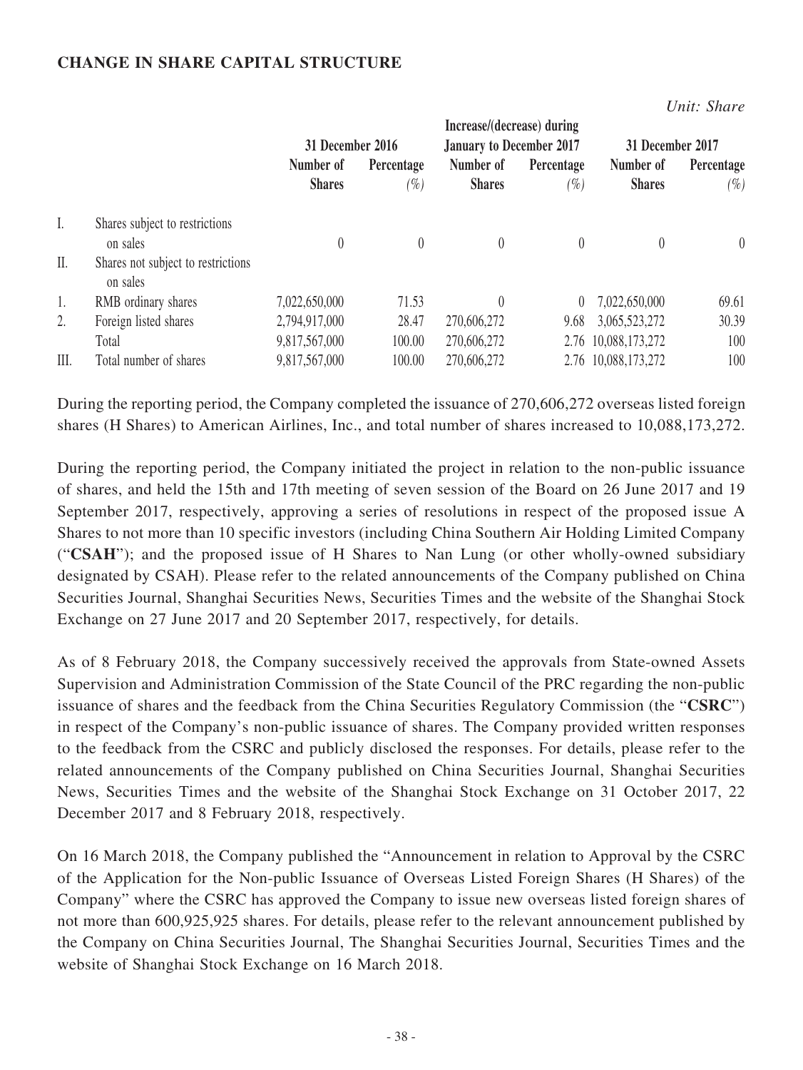## CHANGE IN SHARE CAPITAL STRUCTURE

*Unit: Share*

| | | 31 December 2016 | | Increase/(decrease) during January to December 2017 | | 31 December 2017 | |
|---|---|---|---|---|---|---|---|
| | | Number of Shares | Percentage (%) | Number of Shares | Percentage (%) | Number of Shares | Percentage (%) |
| I. | Shares subject to restrictions on sales | 0 | 0 | 0 | 0 | 0 | 0 |
| II. | Shares not subject to restrictions on sales | | | | | | |
| 1. | RMB ordinary shares | 7,022,650,000 | 71.53 | 0 | 0 | 7,022,650,000 | 69.61 |
| 2. | Foreign listed shares | 2,794,917,000 | 28.47 | 270,606,272 | 9.68 | 3,065,523,272 | 30.39 |
| | Total | 9,817,567,000 | 100.00 | 270,606,272 | 2.76 | 10,088,173,272 | 100 |
| III. | Total number of shares | 9,817,567,000 | 100.00 | 270,606,272 | 2.76 | 10,088,173,272 | 100 |

During the reporting period, the Company completed the issuance of 270,606,272 overseas listed foreign shares (H Shares) to American Airlines, Inc., and total number of shares increased to 10,088,173,272.

During the reporting period, the Company initiated the project in relation to the non-public issuance of shares, and held the 15th and 17th meeting of seven session of the Board on 26 June 2017 and 19 September 2017, respectively, approving a series of resolutions in respect of the proposed issue A Shares to not more than 10 specific investors (including China Southern Air Holding Limited Company ("**CSAH**"); and the proposed issue of H Shares to Nan Lung (or other wholly-owned subsidiary designated by CSAH). Please refer to the related announcements of the Company published on China Securities Journal, Shanghai Securities News, Securities Times and the website of the Shanghai Stock Exchange on 27 June 2017 and 20 September 2017, respectively, for details.

As of 8 February 2018, the Company successively received the approvals from State-owned Assets Supervision and Administration Commission of the State Council of the PRC regarding the non-public issuance of shares and the feedback from the China Securities Regulatory Commission (the "**CSRC**") in respect of the Company's non-public issuance of shares. The Company provided written responses to the feedback from the CSRC and publicly disclosed the responses. For details, please refer to the related announcements of the Company published on China Securities Journal, Shanghai Securities News, Securities Times and the website of the Shanghai Stock Exchange on 31 October 2017, 22 December 2017 and 8 February 2018, respectively.

On 16 March 2018, the Company published the "Announcement in relation to Approval by the CSRC of the Application for the Non-public Issuance of Overseas Listed Foreign Shares (H Shares) of the Company" where the CSRC has approved the Company to issue new overseas listed foreign shares of not more than 600,925,925 shares. For details, please refer to the relevant announcement published by the Company on China Securities Journal, The Shanghai Securities Journal, Securities Times and the website of Shanghai Stock Exchange on 16 March 2018.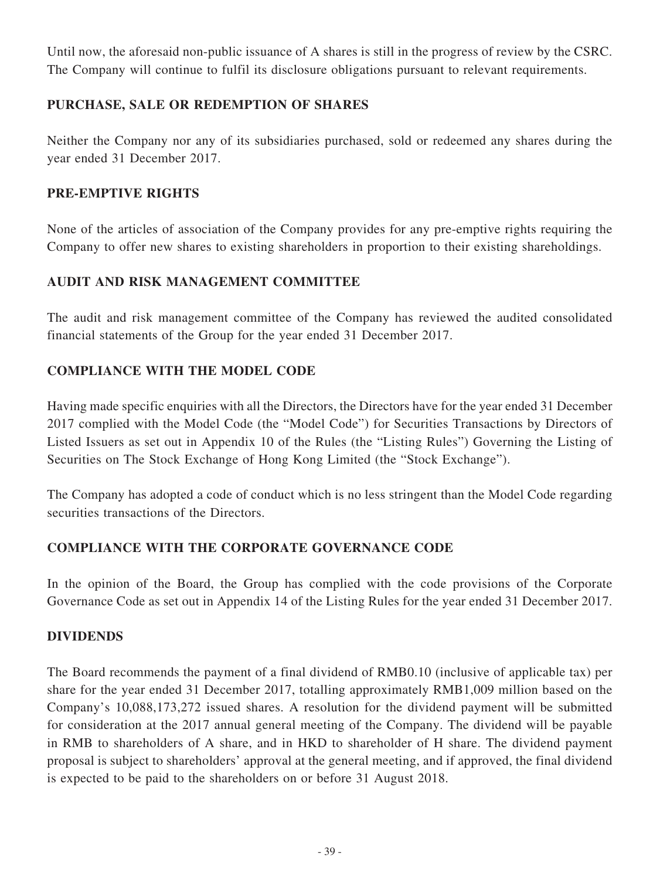Until now, the aforesaid non-public issuance of A shares is still in the progress of review by the CSRC. The Company will continue to fulfil its disclosure obligations pursuant to relevant requirements.

## PURCHASE, SALE OR REDEMPTION OF SHARES

Neither the Company nor any of its subsidiaries purchased, sold or redeemed any shares during the year ended 31 December 2017.

## PRE-EMPTIVE RIGHTS

None of the articles of association of the Company provides for any pre-emptive rights requiring the Company to offer new shares to existing shareholders in proportion to their existing shareholdings.

## AUDIT AND RISK MANAGEMENT COMMITTEE

The audit and risk management committee of the Company has reviewed the audited consolidated financial statements of the Group for the year ended 31 December 2017.

## COMPLIANCE WITH THE MODEL CODE

Having made specific enquiries with all the Directors, the Directors have for the year ended 31 December 2017 complied with the Model Code (the "Model Code") for Securities Transactions by Directors of Listed Issuers as set out in Appendix 10 of the Rules (the "Listing Rules") Governing the Listing of Securities on The Stock Exchange of Hong Kong Limited (the "Stock Exchange").

The Company has adopted a code of conduct which is no less stringent than the Model Code regarding securities transactions of the Directors.

## COMPLIANCE WITH THE CORPORATE GOVERNANCE CODE

In the opinion of the Board, the Group has complied with the code provisions of the Corporate Governance Code as set out in Appendix 14 of the Listing Rules for the year ended 31 December 2017.

## DIVIDENDS

The Board recommends the payment of a final dividend of RMB0.10 (inclusive of applicable tax) per share for the year ended 31 December 2017, totalling approximately RMB1,009 million based on the Company's 10,088,173,272 issued shares. A resolution for the dividend payment will be submitted for consideration at the 2017 annual general meeting of the Company. The dividend will be payable in RMB to shareholders of A share, and in HKD to shareholder of H share. The dividend payment proposal is subject to shareholders' approval at the general meeting, and if approved, the final dividend is expected to be paid to the shareholders on or before 31 August 2018.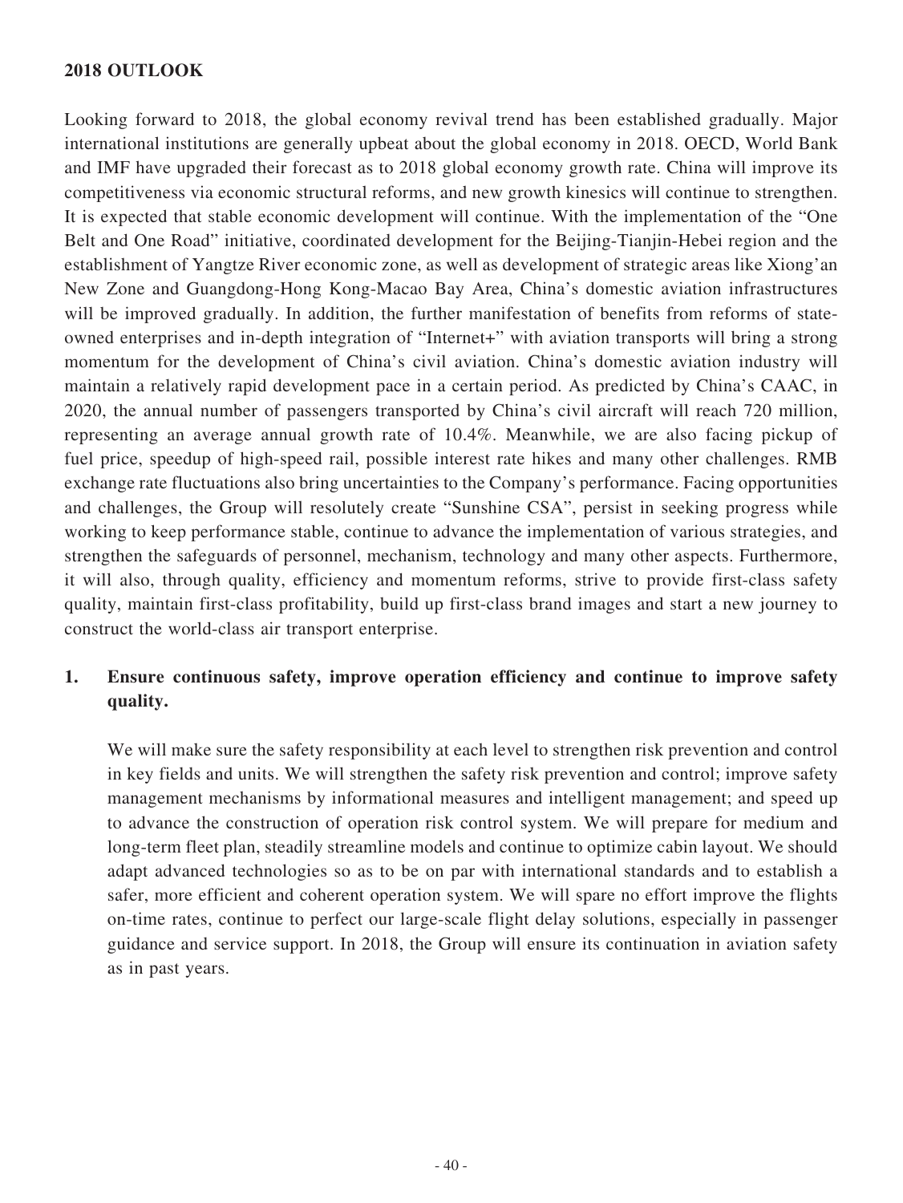## 2018 OUTLOOK

Looking forward to 2018, the global economy revival trend has been established gradually. Major international institutions are generally upbeat about the global economy in 2018. OECD, World Bank and IMF have upgraded their forecast as to 2018 global economy growth rate. China will improve its competitiveness via economic structural reforms, and new growth kinesics will continue to strengthen. It is expected that stable economic development will continue. With the implementation of the "One Belt and One Road" initiative, coordinated development for the Beijing-Tianjin-Hebei region and the establishment of Yangtze River economic zone, as well as development of strategic areas like Xiong'an New Zone and Guangdong-Hong Kong-Macao Bay Area, China's domestic aviation infrastructures will be improved gradually. In addition, the further manifestation of benefits from reforms of state-owned enterprises and in-depth integration of "Internet+" with aviation transports will bring a strong momentum for the development of China's civil aviation. China's domestic aviation industry will maintain a relatively rapid development pace in a certain period. As predicted by China's CAAC, in 2020, the annual number of passengers transported by China's civil aircraft will reach 720 million, representing an average annual growth rate of 10.4%. Meanwhile, we are also facing pickup of fuel price, speedup of high-speed rail, possible interest rate hikes and many other challenges. RMB exchange rate fluctuations also bring uncertainties to the Company's performance. Facing opportunities and challenges, the Group will resolutely create "Sunshine CSA", persist in seeking progress while working to keep performance stable, continue to advance the implementation of various strategies, and strengthen the safeguards of personnel, mechanism, technology and many other aspects. Furthermore, it will also, through quality, efficiency and momentum reforms, strive to provide first-class safety quality, maintain first-class profitability, build up first-class brand images and start a new journey to construct the world-class air transport enterprise.

1. **Ensure continuous safety, improve operation efficiency and continue to improve safety quality.**

   We will make sure the safety responsibility at each level to strengthen risk prevention and control in key fields and units. We will strengthen the safety risk prevention and control; improve safety management mechanisms by informational measures and intelligent management; and speed up to advance the construction of operation risk control system. We will prepare for medium and long-term fleet plan, steadily streamline models and continue to optimize cabin layout. We should adapt advanced technologies so as to be on par with international standards and to establish a safer, more efficient and coherent operation system. We will spare no effort improve the flights on-time rates, continue to perfect our large-scale flight delay solutions, especially in passenger guidance and service support. In 2018, the Group will ensure its continuation in aviation safety as in past years.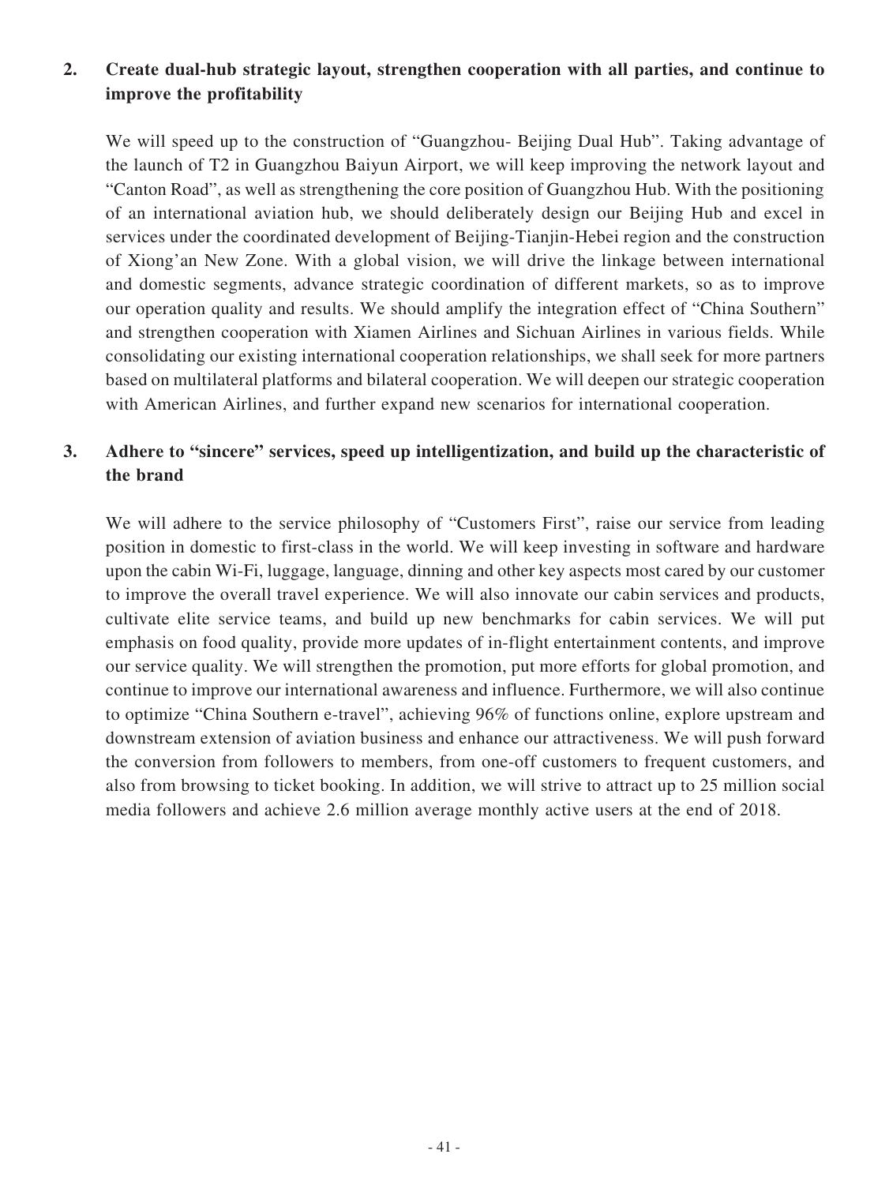**2. Create dual-hub strategic layout, strengthen cooperation with all parties, and continue to improve the profitability**

We will speed up to the construction of "Guangzhou- Beijing Dual Hub". Taking advantage of the launch of T2 in Guangzhou Baiyun Airport, we will keep improving the network layout and "Canton Road", as well as strengthening the core position of Guangzhou Hub. With the positioning of an international aviation hub, we should deliberately design our Beijing Hub and excel in services under the coordinated development of Beijing-Tianjin-Hebei region and the construction of Xiong'an New Zone. With a global vision, we will drive the linkage between international and domestic segments, advance strategic coordination of different markets, so as to improve our operation quality and results. We should amplify the integration effect of "China Southern" and strengthen cooperation with Xiamen Airlines and Sichuan Airlines in various fields. While consolidating our existing international cooperation relationships, we shall seek for more partners based on multilateral platforms and bilateral cooperation. We will deepen our strategic cooperation with American Airlines, and further expand new scenarios for international cooperation.

**3. Adhere to "sincere" services, speed up intelligentization, and build up the characteristic of the brand**

We will adhere to the service philosophy of "Customers First", raise our service from leading position in domestic to first-class in the world. We will keep investing in software and hardware upon the cabin Wi-Fi, luggage, language, dinning and other key aspects most cared by our customer to improve the overall travel experience. We will also innovate our cabin services and products, cultivate elite service teams, and build up new benchmarks for cabin services. We will put emphasis on food quality, provide more updates of in-flight entertainment contents, and improve our service quality. We will strengthen the promotion, put more efforts for global promotion, and continue to improve our international awareness and influence. Furthermore, we will also continue to optimize "China Southern e-travel", achieving 96% of functions online, explore upstream and downstream extension of aviation business and enhance our attractiveness. We will push forward the conversion from followers to members, from one-off customers to frequent customers, and also from browsing to ticket booking. In addition, we will strive to attract up to 25 million social media followers and achieve 2.6 million average monthly active users at the end of 2018.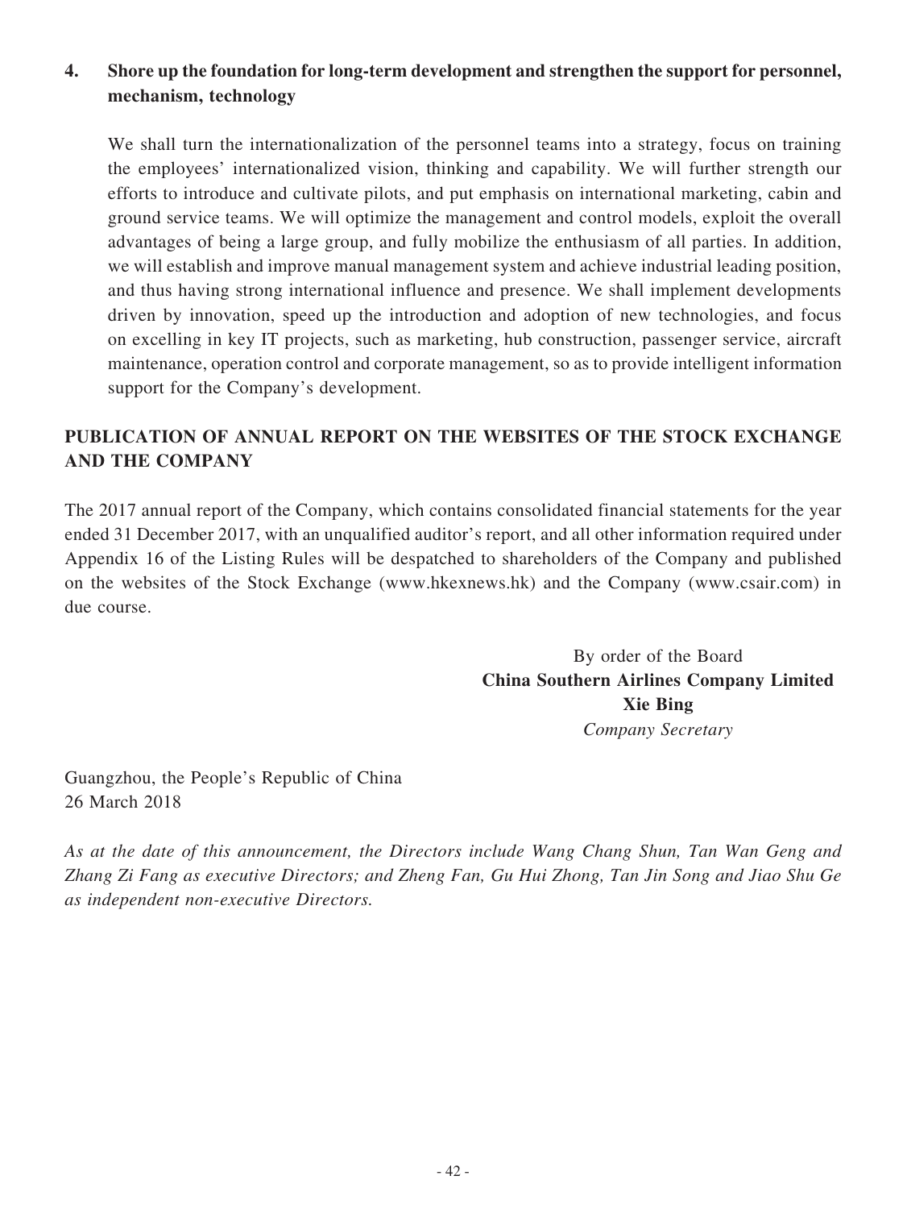4. **Shore up the foundation for long-term development and strengthen the support for personnel, mechanism, technology**

   We shall turn the internationalization of the personnel teams into a strategy, focus on training the employees' internationalized vision, thinking and capability. We will further strength our efforts to introduce and cultivate pilots, and put emphasis on international marketing, cabin and ground service teams. We will optimize the management and control models, exploit the overall advantages of being a large group, and fully mobilize the enthusiasm of all parties. In addition, we will establish and improve manual management system and achieve industrial leading position, and thus having strong international influence and presence. We shall implement developments driven by innovation, speed up the introduction and adoption of new technologies, and focus on excelling in key IT projects, such as marketing, hub construction, passenger service, aircraft maintenance, operation control and corporate management, so as to provide intelligent information support for the Company's development.

## PUBLICATION OF ANNUAL REPORT ON THE WEBSITES OF THE STOCK EXCHANGE AND THE COMPANY

The 2017 annual report of the Company, which contains consolidated financial statements for the year ended 31 December 2017, with an unqualified auditor's report, and all other information required under Appendix 16 of the Listing Rules will be despatched to shareholders of the Company and published on the websites of the Stock Exchange (www.hkexnews.hk) and the Company (www.csair.com) in due course.

By order of the Board
**China Southern Airlines Company Limited**
**Xie Bing**
*Company Secretary*

Guangzhou, the People's Republic of China
26 March 2018

*As at the date of this announcement, the Directors include Wang Chang Shun, Tan Wan Geng and Zhang Zi Fang as executive Directors; and Zheng Fan, Gu Hui Zhong, Tan Jin Song and Jiao Shu Ge as independent non-executive Directors.*